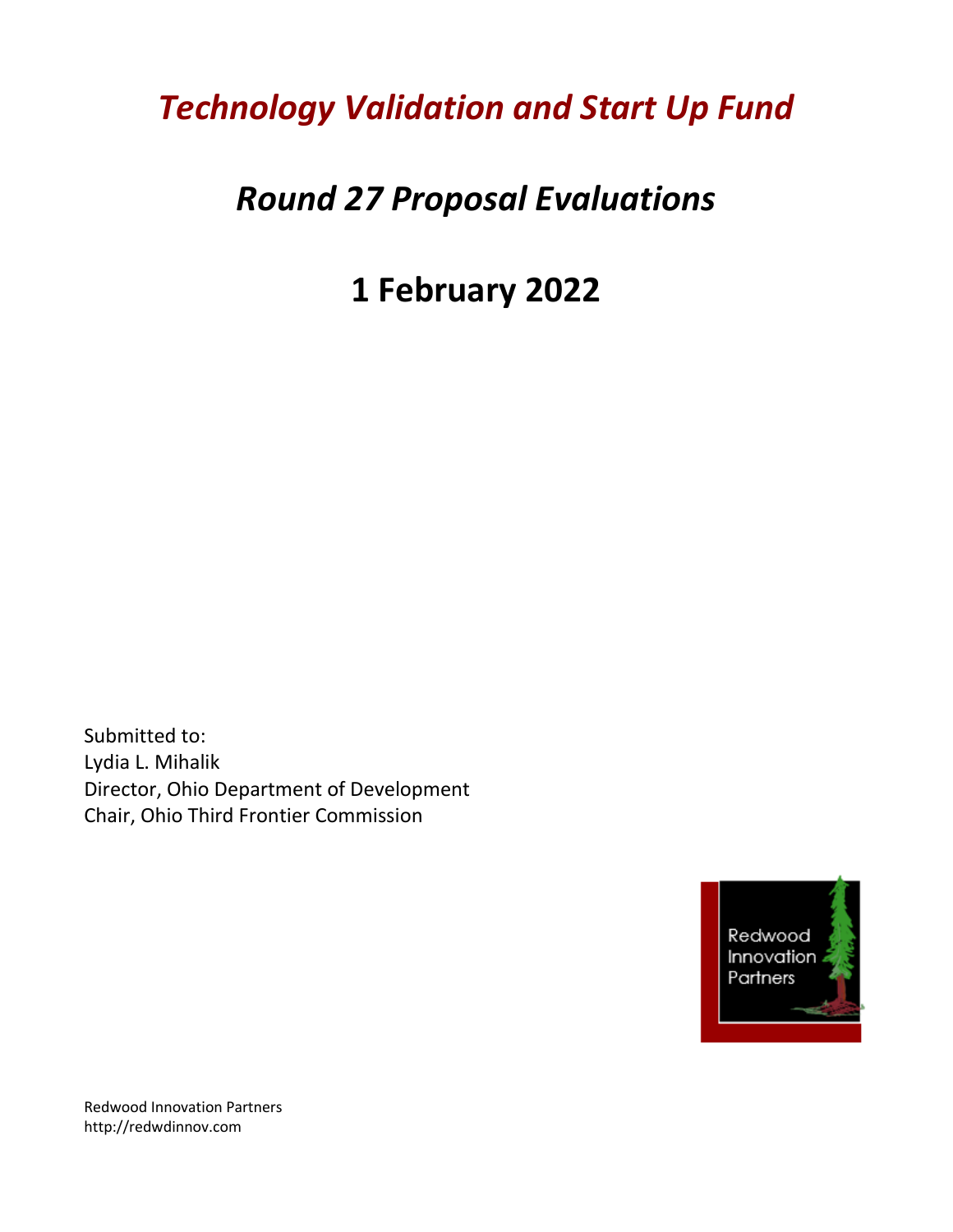# *Technology Validation and Start Up Fund*

## *Round 27 Proposal Evaluations*

## 1 February 2022

Submitted to:
Lydia L. Mihalik
Director, Ohio Department of Development
Chair, Ohio Third Frontier Commission

Redwood Innovation Partners

Redwood Innovation Partners
http://redwdinnov.com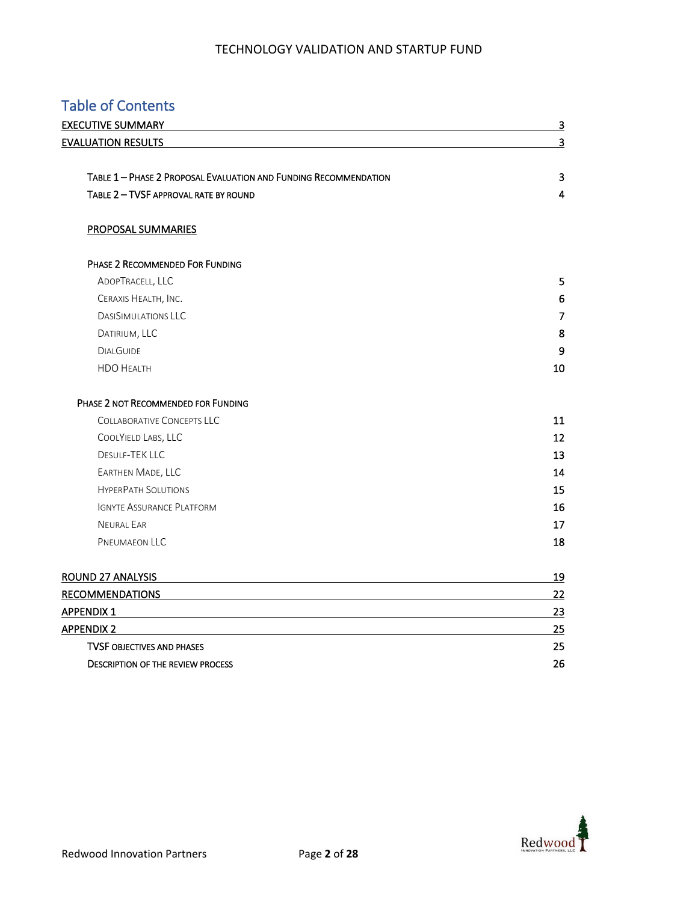## Table of Contents

| | |
|---|---|
| EXECUTIVE SUMMARY | 3 |
| EVALUATION RESULTS | 3 |
| TABLE 1 – PHASE 2 PROPOSAL EVALUATION AND FUNDING RECOMMENDATION | 3 |
| TABLE 2 – TVSF APPROVAL RATE BY ROUND | 4 |
| PROPOSAL SUMMARIES | |
| PHASE 2 RECOMMENDED FOR FUNDING | |
| ADOPTRACELL, LLC | 5 |
| CERAXIS HEALTH, INC. | 6 |
| DASISIMULATIONS LLC | 7 |
| DATIRIUM, LLC | 8 |
| DIALGUIDE | 9 |
| HDO HEALTH | 10 |
| PHASE 2 NOT RECOMMENDED FOR FUNDING | |
| COLLABORATIVE CONCEPTS LLC | 11 |
| COOLYIELD LABS, LLC | 12 |
| DESULF-TEK LLC | 13 |
| EARTHEN MADE, LLC | 14 |
| HYPERPATH SOLUTIONS | 15 |
| IGNYTE ASSURANCE PLATFORM | 16 |
| NEURAL EAR | 17 |
| PNEUMAEON LLC | 18 |
| ROUND 27 ANALYSIS | 19 |
| RECOMMENDATIONS | 22 |
| APPENDIX 1 | 23 |
| APPENDIX 2 | 25 |
| TVSF OBJECTIVES AND PHASES | 25 |
| DESCRIPTION OF THE REVIEW PROCESS | 26 |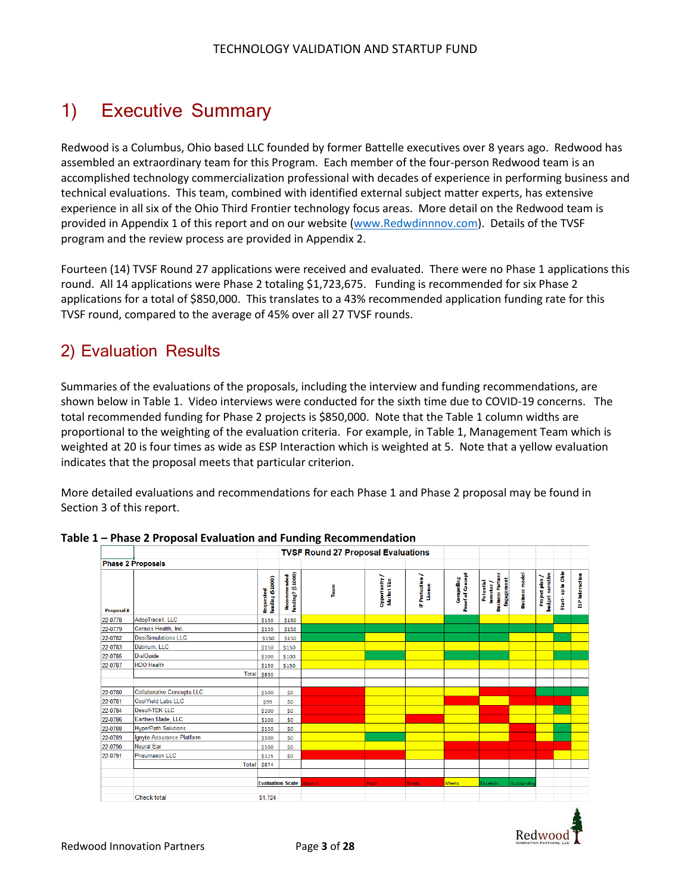# 1) Executive Summary

Redwood is a Columbus, Ohio based LLC founded by former Battelle executives over 8 years ago. Redwood has assembled an extraordinary team for this Program. Each member of the four-person Redwood team is an accomplished technology commercialization professional with decades of experience in performing business and technical evaluations. This team, combined with identified external subject matter experts, has extensive experience in all six of the Ohio Third Frontier technology focus areas. More detail on the Redwood team is provided in Appendix 1 of this report and on our website (www.Redwdinnov.com). Details of the TVSF program and the review process are provided in Appendix 2.

Fourteen (14) TVSF Round 27 applications were received and evaluated. There were no Phase 1 applications this round. All 14 applications were Phase 2 totaling $1,723,675. Funding is recommended for six Phase 2 applications for a total of $850,000. This translates to a 43% recommended application funding rate for this TVSF round, compared to the average of 45% over all 27 TVSF rounds.

# 2) Evaluation Results

Summaries of the evaluations of the proposals, including the interview and funding recommendations, are shown below in Table 1. Video interviews were conducted for the sixth time due to COVID-19 concerns. The total recommended funding for Phase 2 projects is $850,000. Note that the Table 1 column widths are proportional to the weighting of the evaluation criteria. For example, in Table 1, Management Team which is weighted at 20 is four times as wide as ESP Interaction which is weighted at 5. Note that a yellow evaluation indicates that the proposal meets that particular criterion.

More detailed evaluations and recommendations for each Phase 1 and Phase 2 proposal may be found in Section 3 of this report.

**Table 1 – Phase 2 Proposal Evaluation and Funding Recommendation**

| TVSF Round 27 Proposal Evaluations | | | | | | | | | | | | |
|---|---|---|---|---|---|---|---|---|---|---|---|---|
| **Phase 2 Proposals** | | | | | | | | | | | | |
| Proposal # | | Requested funding ($1000) | Recommended funding? ($1000) | Team | Opportunity / Market Size | IP Protection / License | Compelling Proof of Concept | Potential Investor / Business Partner Engagement | Business model | Project plan / budget narrative | Start-up in Ohio | ESP Interaction |
| 22-0778 | AdopTracell, LLC | $150 | $150 | Yellow | Yellow | Yellow | Green | Green | Yellow | Yellow | Green | Green |
| 22-0779 | Ceraxis Health, Inc. | $150 | $150 | Green | Green | Green | Green | Green | Green | Green | Yellow | Yellow |
| 22-0782 | DesiSimulations LLC | $150 | $150 | Green | Yellow | Green | Green | Green | Yellow | Yellow | Green | Yellow |
| 22-0783 | Datirium, LLC | $150 | $150 | Yellow | Yellow | Yellow | Yellow | Yellow | Yellow | Yellow | Green | Yellow |
| 22-0785 | DialGuide | $100 | $100 | Yellow | Green | Yellow | Green | Green | Yellow | Yellow | Green | Green |
| 22-0787 | HDO Health | $150 | $150 | Yellow | Yellow | Yellow | Yellow | Yellow | Yellow | Yellow | Green | Yellow |
| | Total | $850 | | | | | | | | | | |
| 22-0780 | Collaborative Concepts LLC | $100 | $0 | Red | Yellow | Yellow | Yellow | Red | Red | Green | Green | Green |
| 22-0781 | CoolYield Labs LLC | $99 | $0 | Red | Yellow | Yellow | Red | Yellow | Red | Red | Red | Yellow |
| 22-0784 | Desulf-TEK LLC | $100 | $0 | Red | Yellow | Yellow | Yellow | Red | Yellow | Yellow | Green | Yellow |
| 22-0786 | Earthen Made, LLC | $100 | $0 | Red | Yellow | Red | Yellow | Red | Yellow | Yellow | Yellow | Yellow |
| 22-0788 | HyperPath Solutions | $150 | $0 | Yellow | Yellow | Yellow | Yellow | Yellow | Red | Yellow | Green | Yellow |
| 22-0789 | Ignyte Assurance Platform | $100 | $0 | Yellow | Green | Yellow | Yellow | Yellow | Red | Yellow | Green | Yellow |
| 22-0790 | Neural Ear | $100 | $0 | Yellow | Yellow | Yellow | Red | Red | Red | Red | Red | Yellow |
| 22-0791 | Pneumaeon LLC | $125 | $0 | Red | Red | Yellow | Red | Red | Red | Red | Yellow | Yellow |
| | Total | $874 | | | | | | | | | | |
| | | Evaluation Scale | | Absent | Poor | Weak | Meets | Exceeds | Outstanding | | | |
| | Check total | $1,724 | | | | | | | | | | |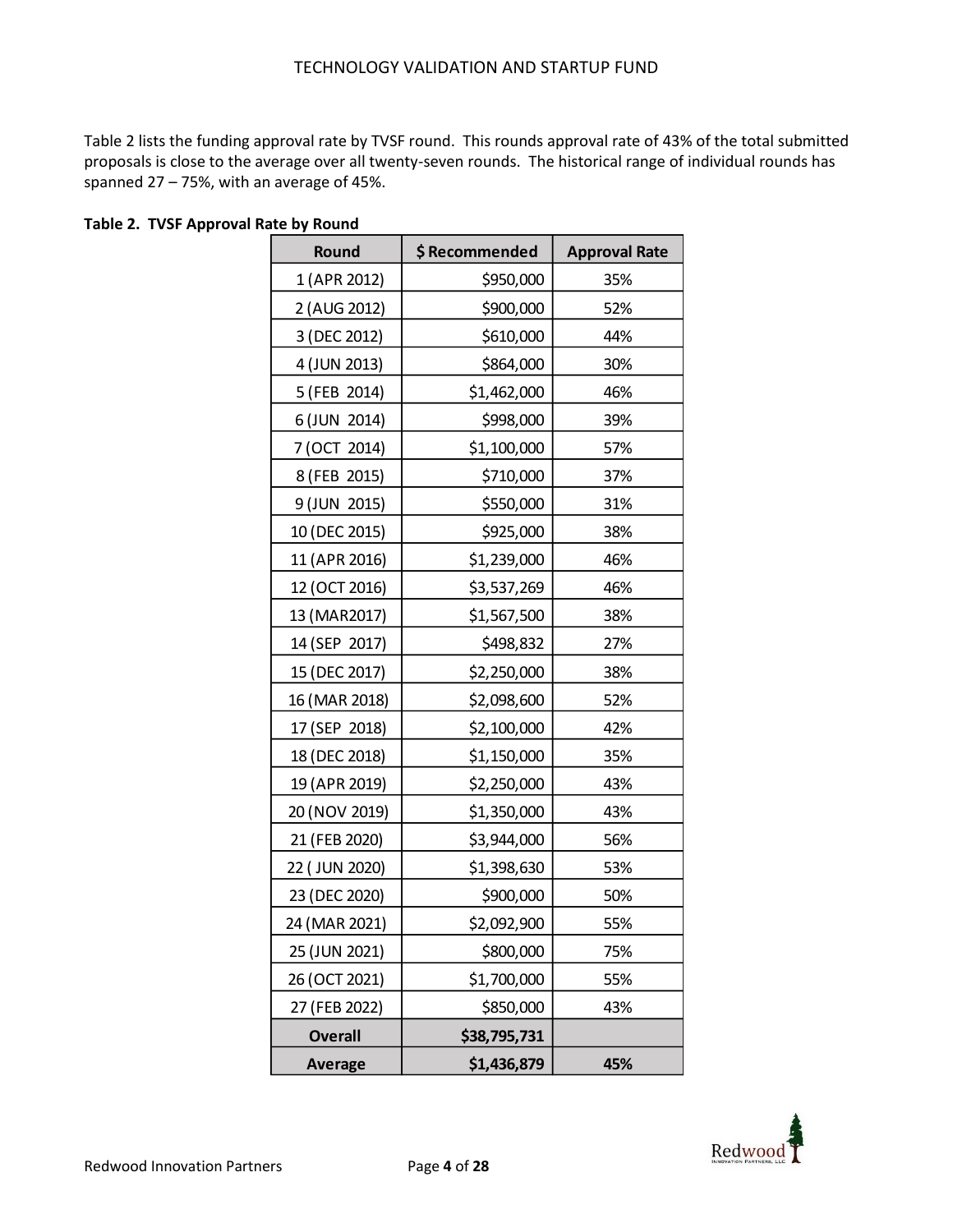Table 2 lists the funding approval rate by TVSF round. This rounds approval rate of 43% of the total submitted proposals is close to the average over all twenty-seven rounds. The historical range of individual rounds has spanned 27 – 75%, with an average of 45%.

**Table 2. TVSF Approval Rate by Round**

| Round | $ Recommended | Approval Rate |
|---|---|---|
| 1 (APR 2012) | $950,000 | 35% |
| 2 (AUG 2012) | $900,000 | 52% |
| 3 (DEC 2012) | $610,000 | 44% |
| 4 (JUN 2013) | $864,000 | 30% |
| 5 (FEB 2014) | $1,462,000 | 46% |
| 6 (JUN 2014) | $998,000 | 39% |
| 7 (OCT 2014) | $1,100,000 | 57% |
| 8 (FEB 2015) | $710,000 | 37% |
| 9 (JUN 2015) | $550,000 | 31% |
| 10 (DEC 2015) | $925,000 | 38% |
| 11 (APR 2016) | $1,239,000 | 46% |
| 12 (OCT 2016) | $3,537,269 | 46% |
| 13 (MAR2017) | $1,567,500 | 38% |
| 14 (SEP 2017) | $498,832 | 27% |
| 15 (DEC 2017) | $2,250,000 | 38% |
| 16 (MAR 2018) | $2,098,600 | 52% |
| 17 (SEP 2018) | $2,100,000 | 42% |
| 18 (DEC 2018) | $1,150,000 | 35% |
| 19 (APR 2019) | $2,250,000 | 43% |
| 20 (NOV 2019) | $1,350,000 | 43% |
| 21 (FEB 2020) | $3,944,000 | 56% |
| 22 ( JUN 2020) | $1,398,630 | 53% |
| 23 (DEC 2020) | $900,000 | 50% |
| 24 (MAR 2021) | $2,092,900 | 55% |
| 25 (JUN 2021) | $800,000 | 75% |
| 26 (OCT 2021) | $1,700,000 | 55% |
| 27 (FEB 2022) | $850,000 | 43% |
| **Overall** | **$38,795,731** | |
| **Average** | **$1,436,879** | **45%** |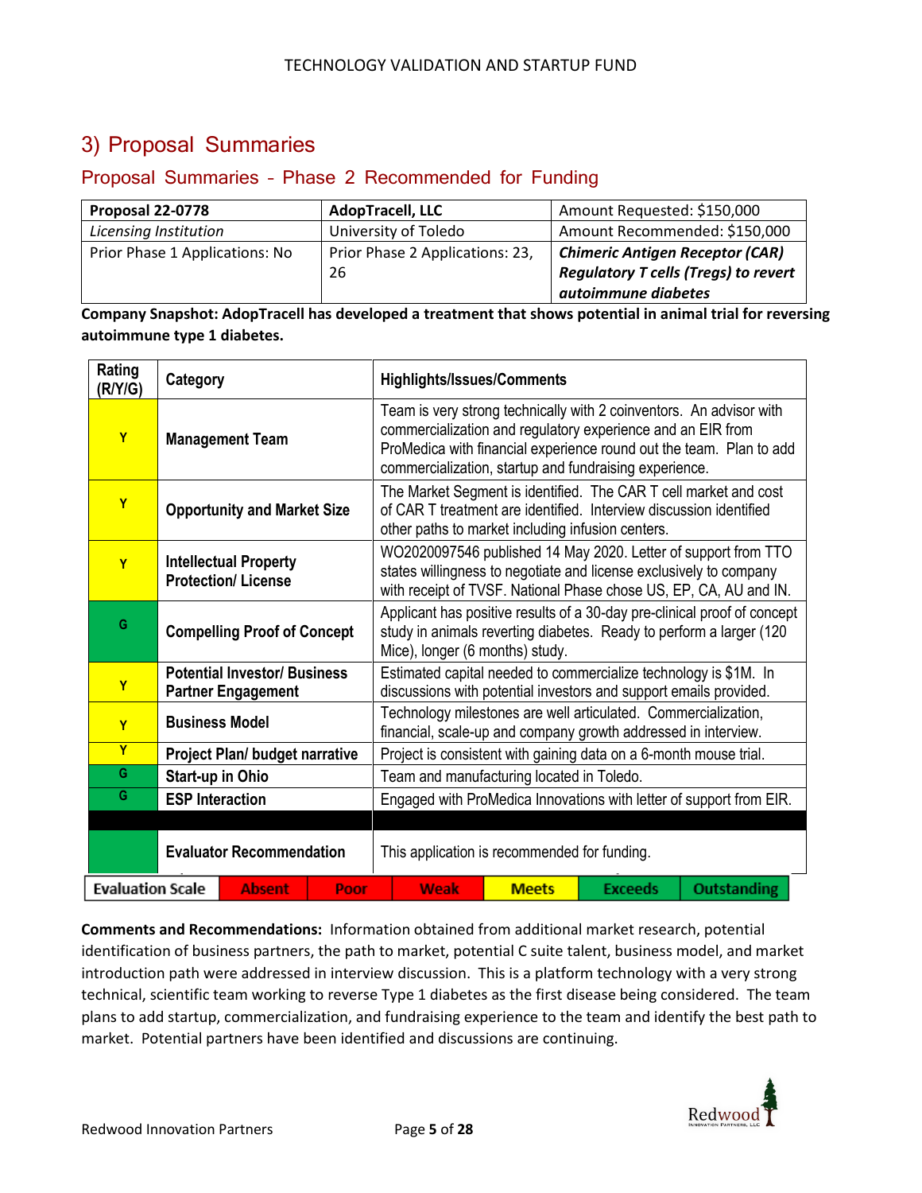## 3) Proposal Summaries

### Proposal Summaries - Phase 2 Recommended for Funding

| **Proposal 22-0778** | **AdopTracell, LLC** | Amount Requested: $150,000 |
|---|---|---|
| *Licensing Institution* | University of Toledo | Amount Recommended: $150,000 |
| Prior Phase 1 Applications: No | Prior Phase 2 Applications: 23, 26 | ***Chimeric Antigen Receptor (CAR) Regulatory T cells (Tregs) to revert autoimmune diabetes*** |

**Company Snapshot: AdopTracell has developed a treatment that shows potential in animal trial for reversing autoimmune type 1 diabetes.**

| Rating (R/Y/G) | Category | Highlights/Issues/Comments |
|---|---|---|
| Y | Management Team | Team is very strong technically with 2 coinventors. An advisor with commercialization and regulatory experience and an EIR from ProMedica with financial experience round out the team. Plan to add commercialization, startup and fundraising experience. |
| Y | Opportunity and Market Size | The Market Segment is identified. The CAR T cell market and cost of CAR T treatment are identified. Interview discussion identified other paths to market including infusion centers. |
| Y | Intellectual Property Protection/ License | WO2020097546 published 14 May 2020. Letter of support from TTO states willingness to negotiate and license exclusively to company with receipt of TVSF. National Phase chose US, EP, CA, AU and IN. |
| G | Compelling Proof of Concept | Applicant has positive results of a 30-day pre-clinical proof of concept study in animals reverting diabetes. Ready to perform a larger (120 Mice), longer (6 months) study. |
| Y | Potential Investor/ Business Partner Engagement | Estimated capital needed to commercialize technology is $1M. In discussions with potential investors and support emails provided. |
| Y | Business Model | Technology milestones are well articulated. Commercialization, financial, scale-up and company growth addressed in interview. |
| Y | Project Plan/ budget narrative | Project is consistent with gaining data on a 6-month mouse trial. |
| G | Start-up in Ohio | Team and manufacturing located in Toledo. |
| G | ESP Interaction | Engaged with ProMedica Innovations with letter of support from EIR. |
| | | |
| G | Evaluator Recommendation | This application is recommended for funding. |

| Evaluation Scale | Absent | Poor | Weak | Meets | Exceeds | Outstanding |
|---|---|---|---|---|---|---|

**Comments and Recommendations:** Information obtained from additional market research, potential identification of business partners, the path to market, potential C suite talent, business model, and market introduction path were addressed in interview discussion. This is a platform technology with a very strong technical, scientific team working to reverse Type 1 diabetes as the first disease being considered. The team plans to add startup, commercialization, and fundraising experience to the team and identify the best path to market. Potential partners have been identified and discussions are continuing.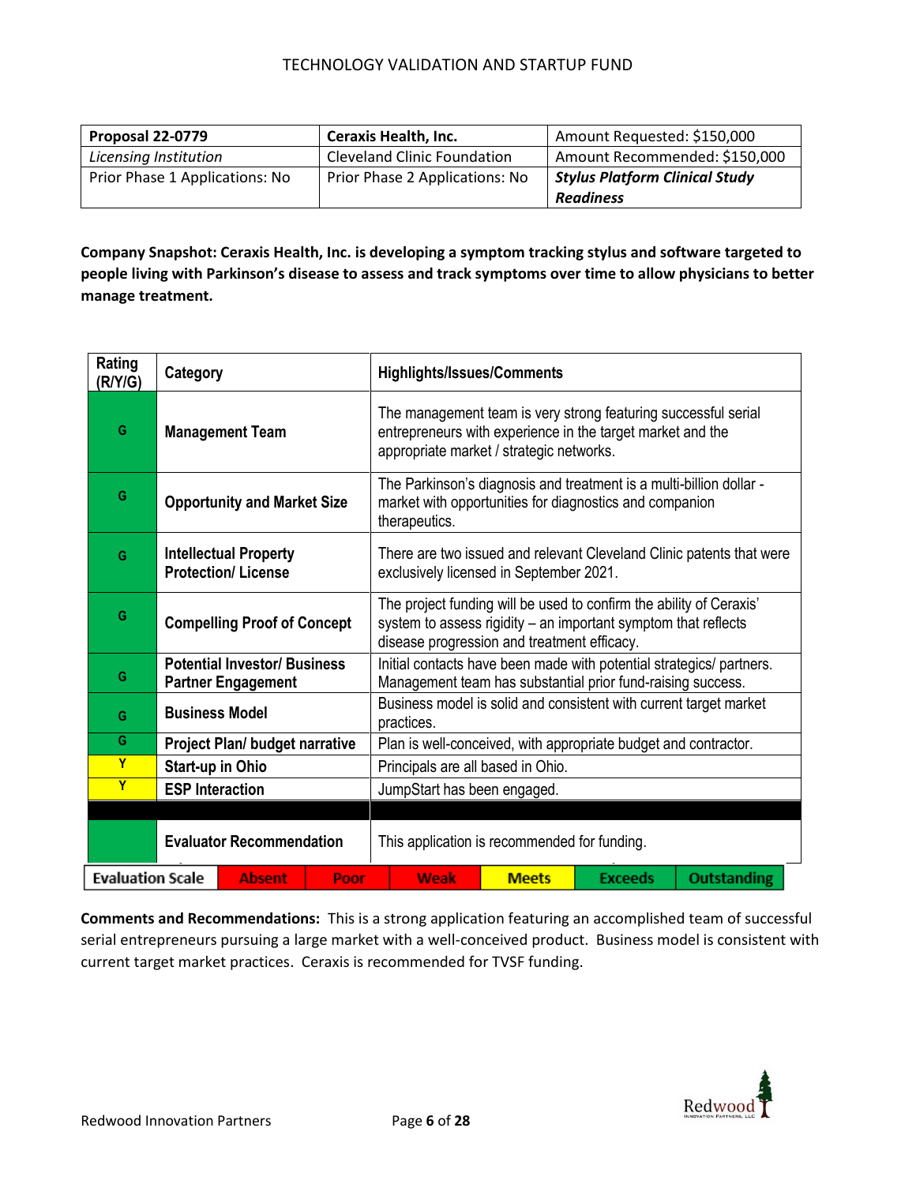| Proposal 22-0779 | Ceraxis Health, Inc. | Amount Requested: $150,000 |
|---|---|---|
| *Licensing Institution* | Cleveland Clinic Foundation | Amount Recommended: $150,000 |
| Prior Phase 1 Applications: No | Prior Phase 2 Applications: No | ***Stylus Platform Clinical Study Readiness*** |

**Company Snapshot: Ceraxis Health, Inc. is developing a symptom tracking stylus and software targeted to people living with Parkinson's disease to assess and track symptoms over time to allow physicians to better manage treatment.**

| Rating (R/Y/G) | Category | Highlights/Issues/Comments |
|---|---|---|
| G | **Management Team** | The management team is very strong featuring successful serial entrepreneurs with experience in the target market and the appropriate market / strategic networks. |
| G | **Opportunity and Market Size** | The Parkinson's diagnosis and treatment is a multi-billion dollar - market with opportunities for diagnostics and companion therapeutics. |
| G | **Intellectual Property Protection/ License** | There are two issued and relevant Cleveland Clinic patents that were exclusively licensed in September 2021. |
| G | **Compelling Proof of Concept** | The project funding will be used to confirm the ability of Ceraxis' system to assess rigidity – an important symptom that reflects disease progression and treatment efficacy. |
| G | **Potential Investor/ Business Partner Engagement** | Initial contacts have been made with potential strategics/ partners. Management team has substantial prior fund-raising success. |
| G | **Business Model** | Business model is solid and consistent with current target market practices. |
| G | **Project Plan/ budget narrative** | Plan is well-conceived, with appropriate budget and contractor. |
| Y | **Start-up in Ohio** | Principals are all based in Ohio. |
| Y | **ESP Interaction** | JumpStart has been engaged. |
| | | |
| | **Evaluator Recommendation** | This application is recommended for funding. |

| Evaluation Scale | Absent | Poor | Weak | Meets | Exceeds | Outstanding |
|---|---|---|---|---|---|---|

**Comments and Recommendations:** This is a strong application featuring an accomplished team of successful serial entrepreneurs pursuing a large market with a well-conceived product. Business model is consistent with current target market practices. Ceraxis is recommended for TVSF funding.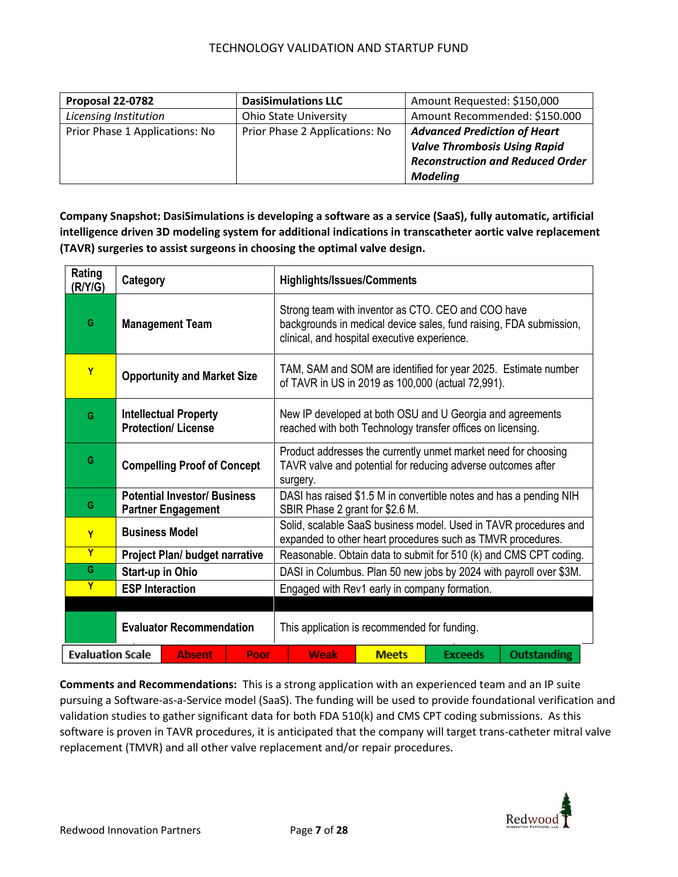TECHNOLOGY VALIDATION AND STARTUP FUND

| **Proposal 22-0782** | **DasiSimulations LLC** | Amount Requested: $150,000 |
|---|---|---|
| *Licensing Institution* | Ohio State University | Amount Recommended: $150.000 |
| Prior Phase 1 Applications: No | Prior Phase 2 Applications: No | ***Advanced Prediction of Heart Valve Thrombosis Using Rapid Reconstruction and Reduced Order Modeling*** |

**Company Snapshot: DasiSimulations is developing a software as a service (SaaS), fully automatic, artificial intelligence driven 3D modeling system for additional indications in transcatheter aortic valve replacement (TAVR) surgeries to assist surgeons in choosing the optimal valve design.**

| Rating (R/Y/G) | Category | Highlights/Issues/Comments |
|---|---|---|
| G | **Management Team** | Strong team with inventor as CTO. CEO and COO have backgrounds in medical device sales, fund raising, FDA submission, clinical, and hospital executive experience. |
| Y | **Opportunity and Market Size** | TAM, SAM and SOM are identified for year 2025. Estimate number of TAVR in US in 2019 as 100,000 (actual 72,991). |
| G | **Intellectual Property Protection/ License** | New IP developed at both OSU and U Georgia and agreements reached with both Technology transfer offices on licensing. |
| G | **Compelling Proof of Concept** | Product addresses the currently unmet market need for choosing TAVR valve and potential for reducing adverse outcomes after surgery. |
| G | **Potential Investor/ Business Partner Engagement** | DASI has raised $1.5 M in convertible notes and has a pending NIH SBIR Phase 2 grant for $2.6 M. |
| Y | **Business Model** | Solid, scalable SaaS business model. Used in TAVR procedures and expanded to other heart procedures such as TMVR procedures. |
| Y | **Project Plan/ budget narrative** | Reasonable. Obtain data to submit for 510 (k) and CMS CPT coding. |
| G | **Start-up in Ohio** | DASI in Columbus. Plan 50 new jobs by 2024 with payroll over $3M. |
| Y | **ESP Interaction** | Engaged with Rev1 early in company formation. |
| | | |
| | **Evaluator Recommendation** | This application is recommended for funding. |

| Evaluation Scale | Absent | Poor | Weak | Meets | Exceeds | Outstanding |
|---|---|---|---|---|---|---|

**Comments and Recommendations:** This is a strong application with an experienced team and an IP suite pursuing a Software-as-a-Service model (SaaS). The funding will be used to provide foundational verification and validation studies to gather significant data for both FDA 510(k) and CMS CPT coding submissions. As this software is proven in TAVR procedures, it is anticipated that the company will target trans-catheter mitral valve replacement (TMVR) and all other valve replacement and/or repair procedures.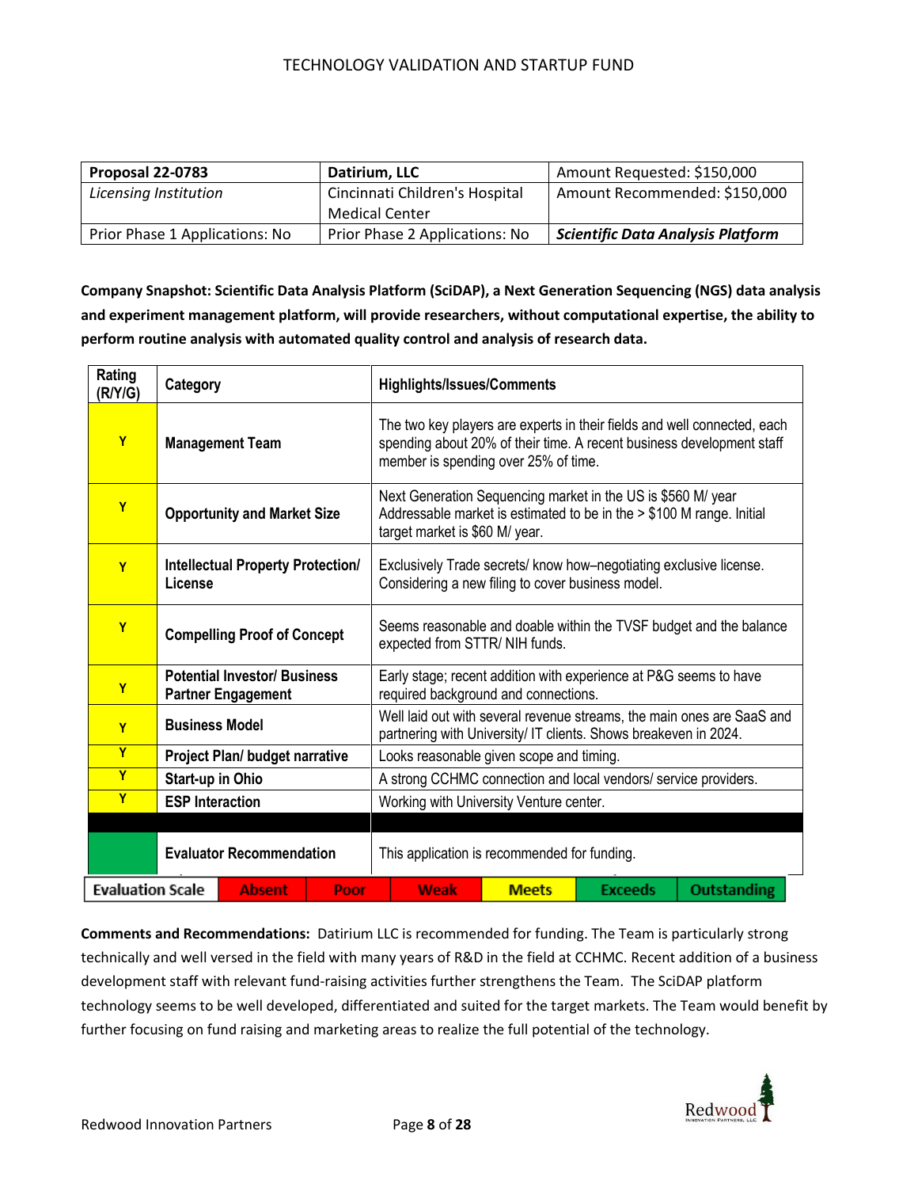| **Proposal 22-0783** | **Datirium, LLC** | Amount Requested: $150,000 |
|---|---|---|
| *Licensing Institution* | Cincinnati Children's Hospital Medical Center | Amount Recommended: $150,000 |
| Prior Phase 1 Applications: No | Prior Phase 2 Applications: No | ***Scientific Data Analysis Platform*** |

**Company Snapshot: Scientific Data Analysis Platform (SciDAP), a Next Generation Sequencing (NGS) data analysis and experiment management platform, will provide researchers, without computational expertise, the ability to perform routine analysis with automated quality control and analysis of research data.**

| Rating (R/Y/G) | Category | Highlights/Issues/Comments |
|---|---|---|
| Y | **Management Team** | The two key players are experts in their fields and well connected, each spending about 20% of their time. A recent business development staff member is spending over 25% of time. |
| Y | **Opportunity and Market Size** | Next Generation Sequencing market in the US is $560 M/ year Addressable market is estimated to be in the > $100 M range. Initial target market is $60 M/ year. |
| Y | **Intellectual Property Protection/ License** | Exclusively Trade secrets/ know how–negotiating exclusive license. Considering a new filing to cover business model. |
| Y | **Compelling Proof of Concept** | Seems reasonable and doable within the TVSF budget and the balance expected from STTR/ NIH funds. |
| Y | **Potential Investor/ Business Partner Engagement** | Early stage; recent addition with experience at P&G seems to have required background and connections. |
| Y | **Business Model** | Well laid out with several revenue streams, the main ones are SaaS and partnering with University/ IT clients. Shows breakeven in 2024. |
| Y | **Project Plan/ budget narrative** | Looks reasonable given scope and timing. |
| Y | **Start-up in Ohio** | A strong CCHMC connection and local vendors/ service providers. |
| Y | **ESP Interaction** | Working with University Venture center. |
| | | |
| G | **Evaluator Recommendation** | This application is recommended for funding. |

| **Evaluation Scale** | Absent | Poor | Weak | Meets | Exceeds | Outstanding |
|---|---|---|---|---|---|---|

**Comments and Recommendations:** Datirium LLC is recommended for funding. The Team is particularly strong technically and well versed in the field with many years of R&D in the field at CCHMC. Recent addition of a business development staff with relevant fund-raising activities further strengthens the Team. The SciDAP platform technology seems to be well developed, differentiated and suited for the target markets. The Team would benefit by further focusing on fund raising and marketing areas to realize the full potential of the technology.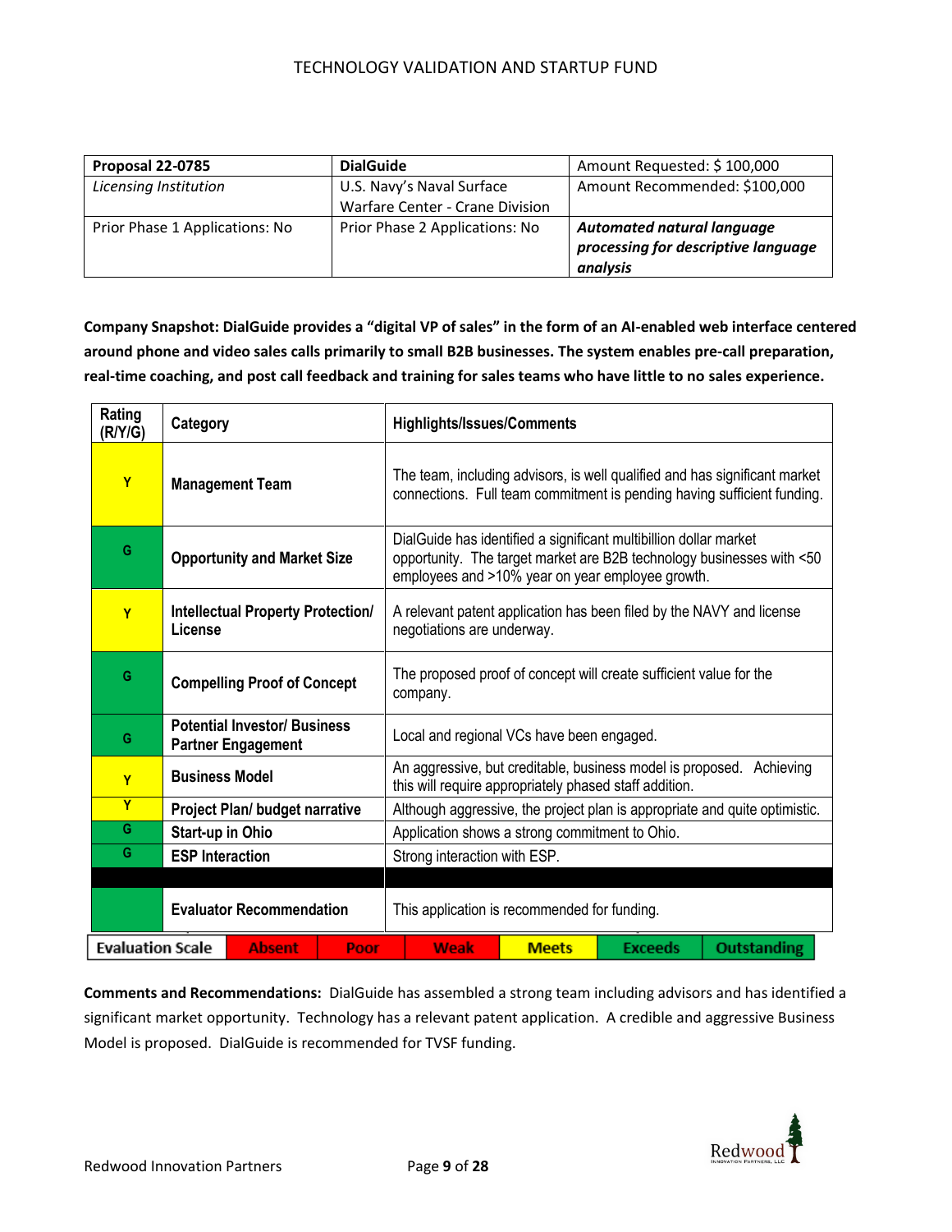| **Proposal 22-0785** | **DialGuide** | Amount Requested: $ 100,000 |
|---|---|---|
| *Licensing Institution* | U.S. Navy's Naval Surface Warfare Center - Crane Division | Amount Recommended: $100,000 |
| Prior Phase 1 Applications: No | Prior Phase 2 Applications: No | ***Automated natural language processing for descriptive language analysis*** |

**Company Snapshot: DialGuide provides a "digital VP of sales" in the form of an AI-enabled web interface centered around phone and video sales calls primarily to small B2B businesses. The system enables pre-call preparation, real-time coaching, and post call feedback and training for sales teams who have little to no sales experience.**

| Rating (R/Y/G) | Category | Highlights/Issues/Comments |
|---|---|---|
| Y | **Management Team** | The team, including advisors, is well qualified and has significant market connections. Full team commitment is pending having sufficient funding. |
| G | **Opportunity and Market Size** | DialGuide has identified a significant multibillion dollar market opportunity. The target market are B2B technology businesses with <50 employees and >10% year on year employee growth. |
| Y | **Intellectual Property Protection/ License** | A relevant patent application has been filed by the NAVY and license negotiations are underway. |
| G | **Compelling Proof of Concept** | The proposed proof of concept will create sufficient value for the company. |
| G | **Potential Investor/ Business Partner Engagement** | Local and regional VCs have been engaged. |
| Y | **Business Model** | An aggressive, but creditable, business model is proposed. Achieving this will require appropriately phased staff addition. |
| Y | **Project Plan/ budget narrative** | Although aggressive, the project plan is appropriate and quite optimistic. |
| G | **Start-up in Ohio** | Application shows a strong commitment to Ohio. |
| G | **ESP Interaction** | Strong interaction with ESP. |
| | | |
| | **Evaluator Recommendation** | This application is recommended for funding. |

| Evaluation Scale | Absent | Poor | Weak | Meets | Exceeds | Outstanding |
|---|---|---|---|---|---|---|

**Comments and Recommendations:** DialGuide has assembled a strong team including advisors and has identified a significant market opportunity. Technology has a relevant patent application. A credible and aggressive Business Model is proposed. DialGuide is recommended for TVSF funding.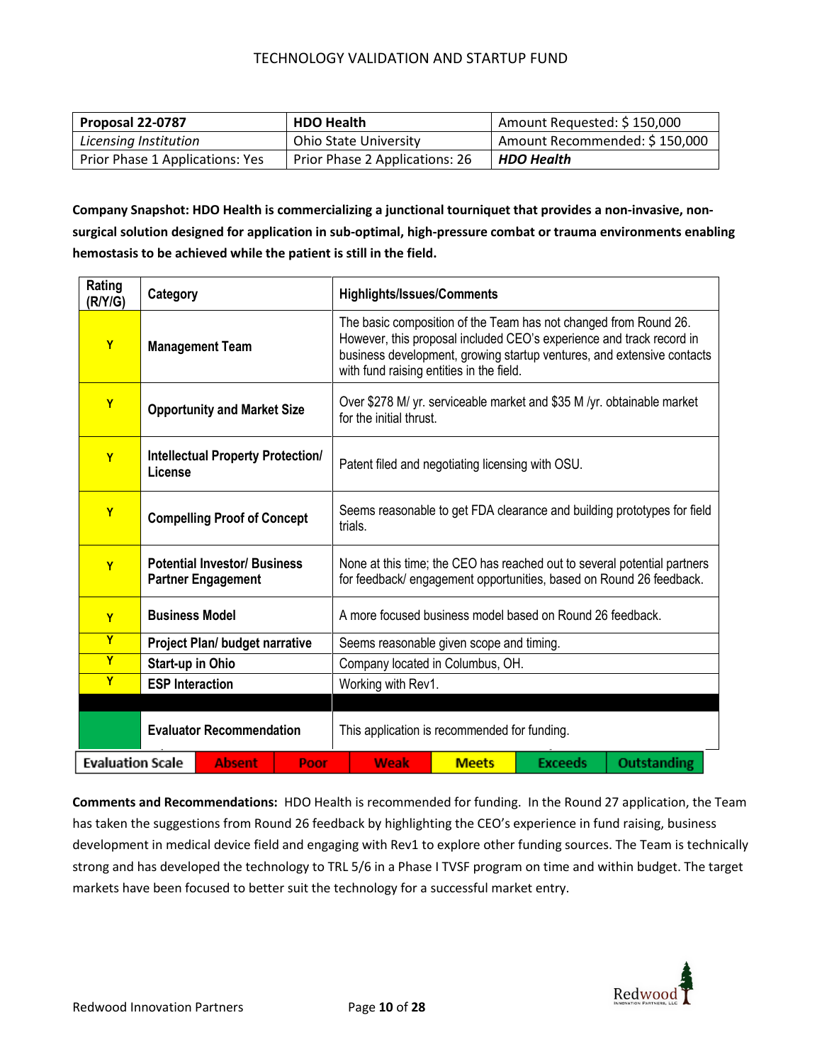TECHNOLOGY VALIDATION AND STARTUP FUND

| **Proposal 22-0787** | **HDO Health** | Amount Requested: $ 150,000 |
|---|---|---|
| *Licensing Institution* | Ohio State University | Amount Recommended: $ 150,000 |
| Prior Phase 1 Applications: Yes | Prior Phase 2 Applications: 26 | ***HDO Health*** |

**Company Snapshot: HDO Health is commercializing a junctional tourniquet that provides a non-invasive, non-surgical solution designed for application in sub-optimal, high-pressure combat or trauma environments enabling hemostasis to be achieved while the patient is still in the field.**

| Rating (R/Y/G) | Category | Highlights/Issues/Comments |
|---|---|---|
| Y | **Management Team** | The basic composition of the Team has not changed from Round 26. However, this proposal included CEO's experience and track record in business development, growing startup ventures, and extensive contacts with fund raising entities in the field. |
| Y | **Opportunity and Market Size** | Over $278 M/ yr. serviceable market and $35 M /yr. obtainable market for the initial thrust. |
| Y | **Intellectual Property Protection/ License** | Patent filed and negotiating licensing with OSU. |
| Y | **Compelling Proof of Concept** | Seems reasonable to get FDA clearance and building prototypes for field trials. |
| Y | **Potential Investor/ Business Partner Engagement** | None at this time; the CEO has reached out to several potential partners for feedback/ engagement opportunities, based on Round 26 feedback. |
| Y | **Business Model** | A more focused business model based on Round 26 feedback. |
| Y | **Project Plan/ budget narrative** | Seems reasonable given scope and timing. |
| Y | **Start-up in Ohio** | Company located in Columbus, OH. |
| Y | **ESP Interaction** | Working with Rev1. |
| | | |
| G | **Evaluator Recommendation** | This application is recommended for funding. |

| Evaluation Scale | Absent | Poor | Weak | Meets | Exceeds | Outstanding |
|---|---|---|---|---|---|---|

**Comments and Recommendations:** HDO Health is recommended for funding. In the Round 27 application, the Team has taken the suggestions from Round 26 feedback by highlighting the CEO's experience in fund raising, business development in medical device field and engaging with Rev1 to explore other funding sources. The Team is technically strong and has developed the technology to TRL 5/6 in a Phase I TVSF program on time and within budget. The target markets have been focused to better suit the technology for a successful market entry.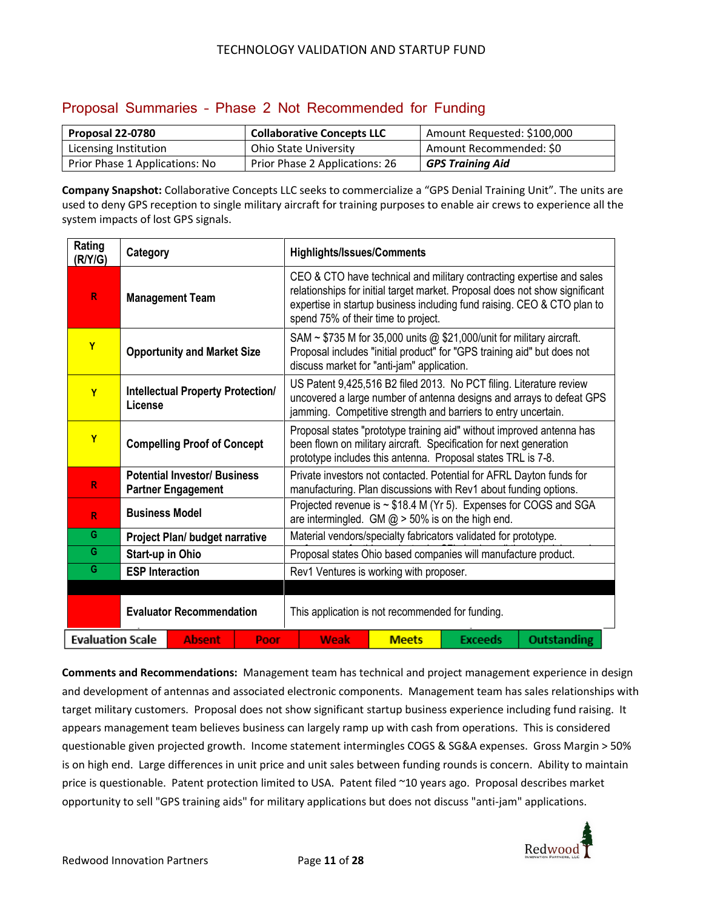## Proposal Summaries - Phase 2 Not Recommended for Funding

| **Proposal 22-0780** | **Collaborative Concepts LLC** | Amount Requested: $100,000 |
|---|---|---|
| Licensing Institution | Ohio State University | Amount Recommended: $0 |
| Prior Phase 1 Applications: No | Prior Phase 2 Applications: 26 | ***GPS Training Aid*** |

**Company Snapshot:** Collaborative Concepts LLC seeks to commercialize a "GPS Denial Training Unit". The units are used to deny GPS reception to single military aircraft for training purposes to enable air crews to experience all the system impacts of lost GPS signals.

| Rating (R/Y/G) | Category | Highlights/Issues/Comments |
|---|---|---|
| R | **Management Team** | CEO & CTO have technical and military contracting expertise and sales relationships for initial target market. Proposal does not show significant expertise in startup business including fund raising. CEO & CTO plan to spend 75% of their time to project. |
| Y | **Opportunity and Market Size** | SAM ~ $735 M for 35,000 units @ $21,000/unit for military aircraft. Proposal includes "initial product" for "GPS training aid" but does not discuss market for "anti-jam" application. |
| Y | **Intellectual Property Protection/ License** | US Patent 9,425,516 B2 filed 2013. No PCT filing. Literature review uncovered a large number of antenna designs and arrays to defeat GPS jamming. Competitive strength and barriers to entry uncertain. |
| Y | **Compelling Proof of Concept** | Proposal states "prototype training aid" without improved antenna has been flown on military aircraft. Specification for next generation prototype includes this antenna. Proposal states TRL is 7-8. |
| R | **Potential Investor/ Business Partner Engagement** | Private investors not contacted. Potential for AFRL Dayton funds for manufacturing. Plan discussions with Rev1 about funding options. |
| R | **Business Model** | Projected revenue is ~ $18.4 M (Yr 5). Expenses for COGS and SGA are intermingled. GM @ > 50% is on the high end. |
| G | **Project Plan/ budget narrative** | Material vendors/specialty fabricators validated for prototype. |
| G | **Start-up in Ohio** | Proposal states Ohio based companies will manufacture product. |
| G | **ESP Interaction** | Rev1 Ventures is working with proposer. |
| | | |
| R | **Evaluator Recommendation** | This application is not recommended for funding. |

| **Evaluation Scale** | Absent | Poor | Weak | Meets | Exceeds | Outstanding |
|---|---|---|---|---|---|---|

**Comments and Recommendations:** Management team has technical and project management experience in design and development of antennas and associated electronic components. Management team has sales relationships with target military customers. Proposal does not show significant startup business experience including fund raising. It appears management team believes business can largely ramp up with cash from operations. This is considered questionable given projected growth. Income statement intermingles COGS & SG&A expenses. Gross Margin > 50% is on high end. Large differences in unit price and unit sales between funding rounds is concern. Ability to maintain price is questionable. Patent protection limited to USA. Patent filed ~10 years ago. Proposal describes market opportunity to sell "GPS training aids" for military applications but does not discuss "anti-jam" applications.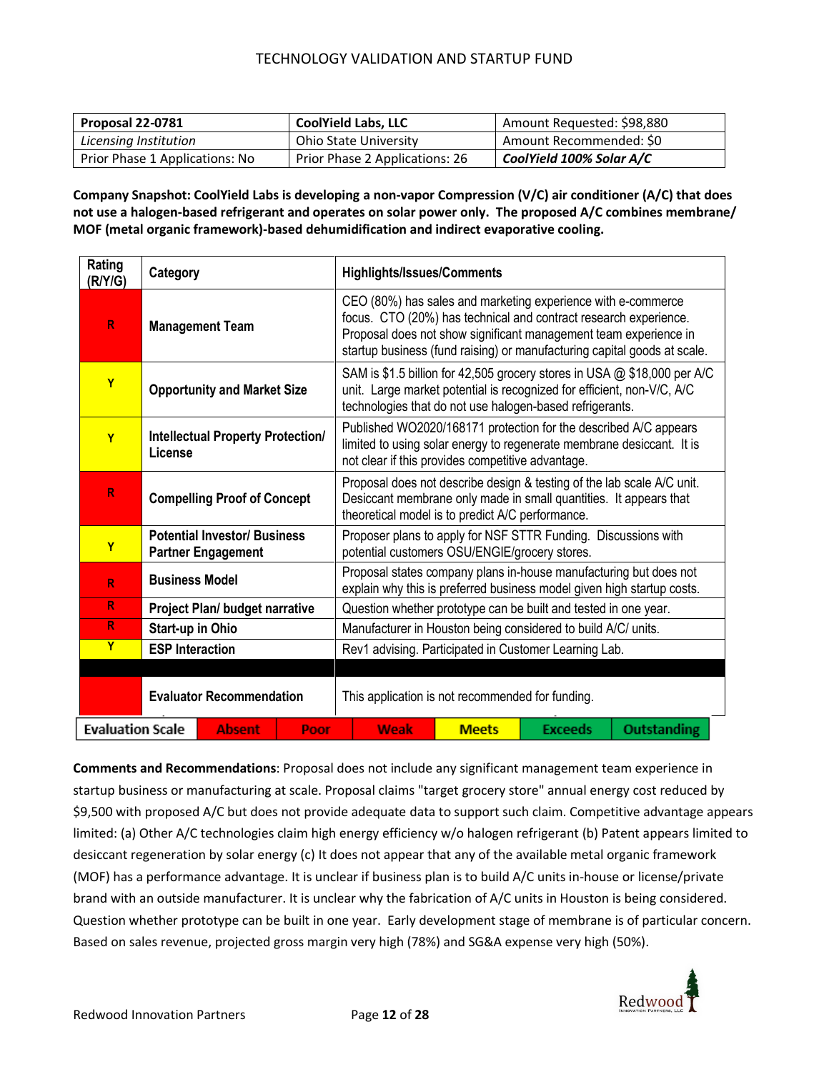# TECHNOLOGY VALIDATION AND STARTUP FUND

| Proposal 22-0781 | CoolYield Labs, LLC | Amount Requested: $98,880 |
|---|---|---|
| *Licensing Institution* | Ohio State University | Amount Recommended: $0 |
| Prior Phase 1 Applications: No | Prior Phase 2 Applications: 26 | ***CoolYield 100% Solar A/C*** |

**Company Snapshot: CoolYield Labs is developing a non-vapor Compression (V/C) air conditioner (A/C) that does not use a halogen-based refrigerant and operates on solar power only. The proposed A/C combines membrane/ MOF (metal organic framework)-based dehumidification and indirect evaporative cooling.**

| Rating (R/Y/G) | Category | Highlights/Issues/Comments |
|---|---|---|
| R | **Management Team** | CEO (80%) has sales and marketing experience with e-commerce focus. CTO (20%) has technical and contract research experience. Proposal does not show significant management team experience in startup business (fund raising) or manufacturing capital goods at scale. |
| Y | **Opportunity and Market Size** | SAM is $1.5 billion for 42,505 grocery stores in USA @ $18,000 per A/C unit. Large market potential is recognized for efficient, non-V/C, A/C technologies that do not use halogen-based refrigerants. |
| Y | **Intellectual Property Protection/ License** | Published WO2020/168171 protection for the described A/C appears limited to using solar energy to regenerate membrane desiccant. It is not clear if this provides competitive advantage. |
| R | **Compelling Proof of Concept** | Proposal does not describe design & testing of the lab scale A/C unit. Desiccant membrane only made in small quantities. It appears that theoretical model is to predict A/C performance. |
| Y | **Potential Investor/ Business Partner Engagement** | Proposer plans to apply for NSF STTR Funding. Discussions with potential customers OSU/ENGIE/grocery stores. |
| R | **Business Model** | Proposal states company plans in-house manufacturing but does not explain why this is preferred business model given high startup costs. |
| R | **Project Plan/ budget narrative** | Question whether prototype can be built and tested in one year. |
| R | **Start-up in Ohio** | Manufacturer in Houston being considered to build A/C/ units. |
| Y | **ESP Interaction** | Rev1 advising. Participated in Customer Learning Lab. |
| | | |
| R | **Evaluator Recommendation** | This application is not recommended for funding. |

| Evaluation Scale | Absent | Poor | Weak | Meets | Exceeds | Outstanding |
|---|---|---|---|---|---|---|

**Comments and Recommendations**: Proposal does not include any significant management team experience in startup business or manufacturing at scale. Proposal claims "target grocery store" annual energy cost reduced by $9,500 with proposed A/C but does not provide adequate data to support such claim. Competitive advantage appears limited: (a) Other A/C technologies claim high energy efficiency w/o halogen refrigerant (b) Patent appears limited to desiccant regeneration by solar energy (c) It does not appear that any of the available metal organic framework (MOF) has a performance advantage. It is unclear if business plan is to build A/C units in-house or license/private brand with an outside manufacturer. It is unclear why the fabrication of A/C units in Houston is being considered. Question whether prototype can be built in one year. Early development stage of membrane is of particular concern. Based on sales revenue, projected gross margin very high (78%) and SG&A expense very high (50%).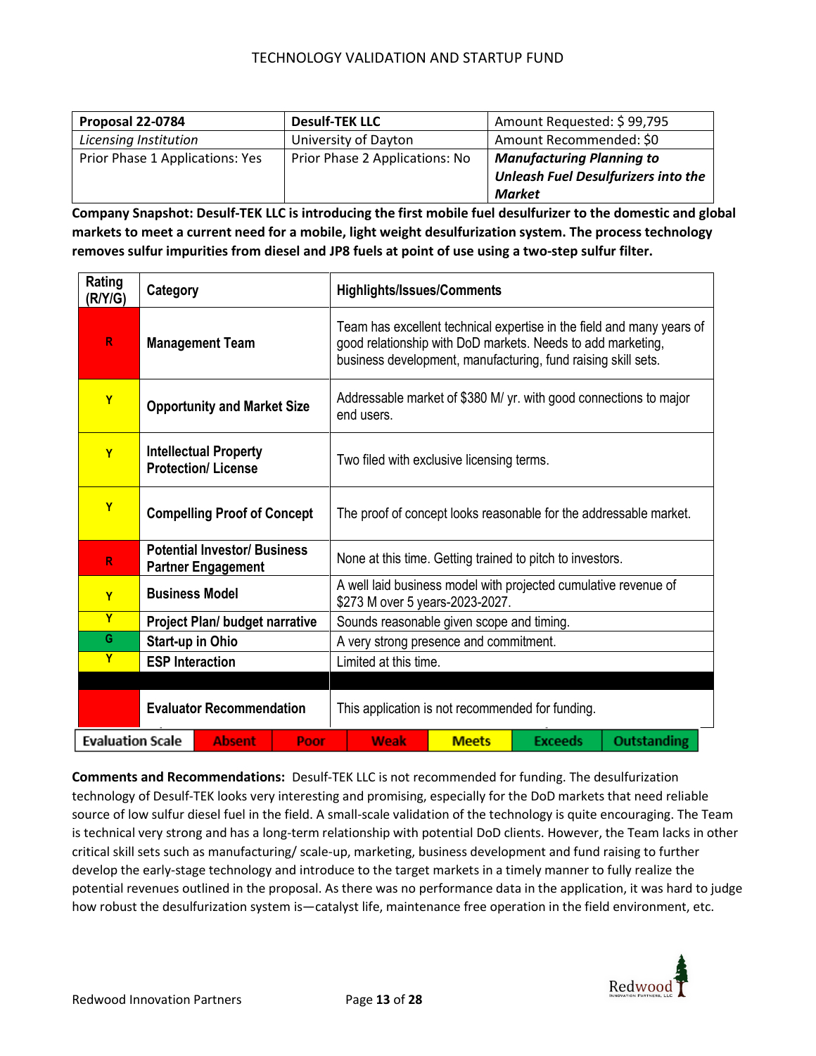| Proposal 22-0784 | Desulf-TEK LLC | Amount Requested: $ 99,795 |
|---|---|---|
| *Licensing Institution* | University of Dayton | Amount Recommended: $0 |
| Prior Phase 1 Applications: Yes | Prior Phase 2 Applications: No | ***Manufacturing Planning to Unleash Fuel Desulfurizers into the Market*** |

**Company Snapshot: Desulf-TEK LLC is introducing the first mobile fuel desulfurizer to the domestic and global markets to meet a current need for a mobile, light weight desulfurization system. The process technology removes sulfur impurities from diesel and JP8 fuels at point of use using a two-step sulfur filter.**

| Rating (R/Y/G) | Category | Highlights/Issues/Comments |
|---|---|---|
| R | **Management Team** | Team has excellent technical expertise in the field and many years of good relationship with DoD markets. Needs to add marketing, business development, manufacturing, fund raising skill sets. |
| Y | **Opportunity and Market Size** | Addressable market of $380 M/ yr. with good connections to major end users. |
| Y | **Intellectual Property Protection/ License** | Two filed with exclusive licensing terms. |
| Y | **Compelling Proof of Concept** | The proof of concept looks reasonable for the addressable market. |
| R | **Potential Investor/ Business Partner Engagement** | None at this time. Getting trained to pitch to investors. |
| Y | **Business Model** | A well laid business model with projected cumulative revenue of $273 M over 5 years-2023-2027. |
| Y | **Project Plan/ budget narrative** | Sounds reasonable given scope and timing. |
| G | **Start-up in Ohio** | A very strong presence and commitment. |
| Y | **ESP Interaction** | Limited at this time. |
| | | |
| R | **Evaluator Recommendation** | This application is not recommended for funding. |

| Evaluation Scale | Absent | Poor | Weak | Meets | Exceeds | Outstanding |
|---|---|---|---|---|---|---|

**Comments and Recommendations:** Desulf-TEK LLC is not recommended for funding. The desulfurization technology of Desulf-TEK looks very interesting and promising, especially for the DoD markets that need reliable source of low sulfur diesel fuel in the field. A small-scale validation of the technology is quite encouraging. The Team is technical very strong and has a long-term relationship with potential DoD clients. However, the Team lacks in other critical skill sets such as manufacturing/ scale-up, marketing, business development and fund raising to further develop the early-stage technology and introduce to the target markets in a timely manner to fully realize the potential revenues outlined in the proposal. As there was no performance data in the application, it was hard to judge how robust the desulfurization system is—catalyst life, maintenance free operation in the field environment, etc.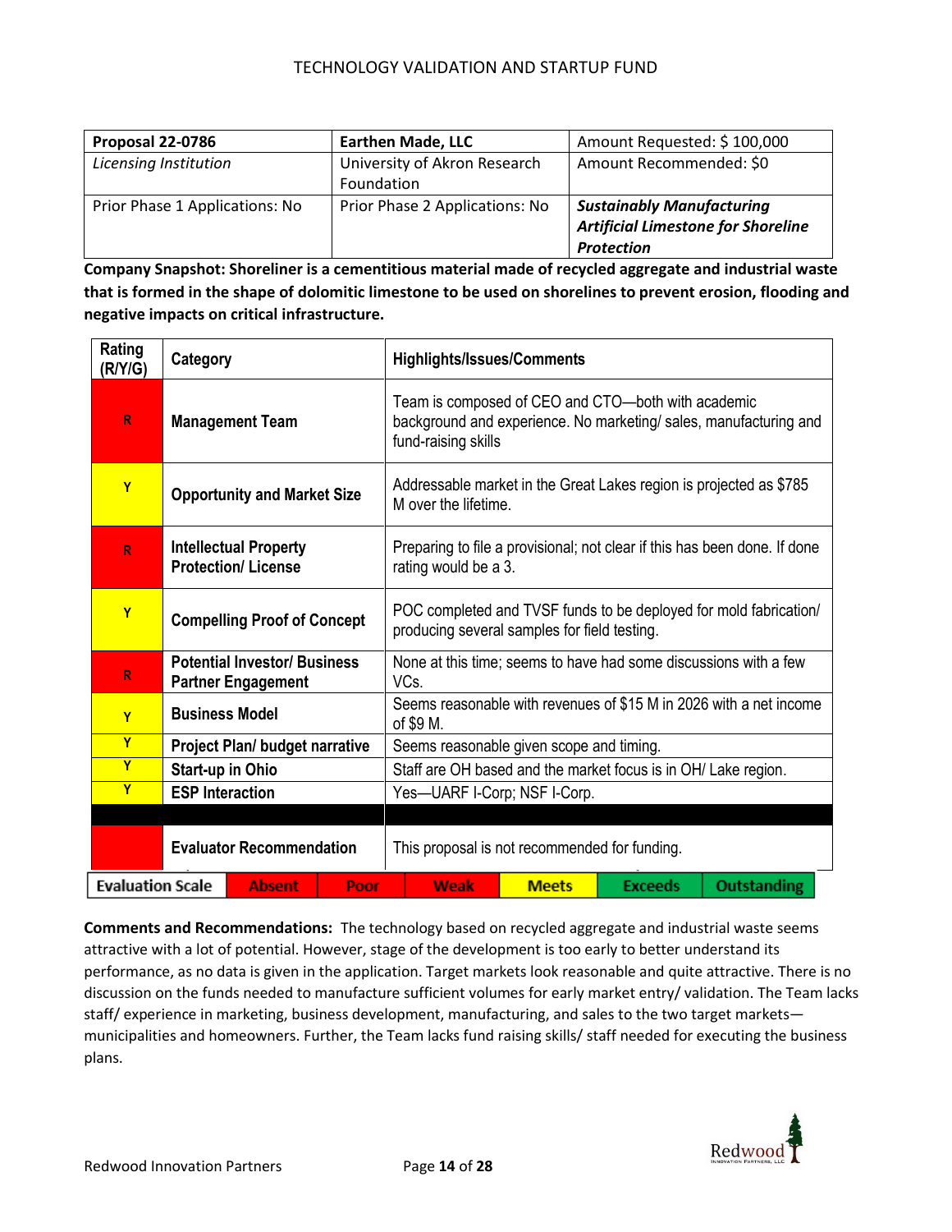| Proposal 22-0786 | Earthen Made, LLC | Amount Requested: $ 100,000 |
|---|---|---|
| *Licensing Institution* | University of Akron Research Foundation | Amount Recommended: $0 |
| Prior Phase 1 Applications: No | Prior Phase 2 Applications: No | ***Sustainably Manufacturing Artificial Limestone for Shoreline Protection*** |

**Company Snapshot: Shoreliner is a cementitious material made of recycled aggregate and industrial waste that is formed in the shape of dolomitic limestone to be used on shorelines to prevent erosion, flooding and negative impacts on critical infrastructure.**

| Rating (R/Y/G) | Category | Highlights/Issues/Comments |
|---|---|---|
| R | **Management Team** | Team is composed of CEO and CTO—both with academic background and experience. No marketing/ sales, manufacturing and fund-raising skills |
| Y | **Opportunity and Market Size** | Addressable market in the Great Lakes region is projected as $785 M over the lifetime. |
| R | **Intellectual Property Protection/ License** | Preparing to file a provisional; not clear if this has been done. If done rating would be a 3. |
| Y | **Compelling Proof of Concept** | POC completed and TVSF funds to be deployed for mold fabrication/ producing several samples for field testing. |
| R | **Potential Investor/ Business Partner Engagement** | None at this time; seems to have had some discussions with a few VCs. |
| Y | **Business Model** | Seems reasonable with revenues of $15 M in 2026 with a net income of $9 M. |
| Y | **Project Plan/ budget narrative** | Seems reasonable given scope and timing. |
| Y | **Start-up in Ohio** | Staff are OH based and the market focus is in OH/ Lake region. |
| Y | **ESP Interaction** | Yes—UARF I-Corp; NSF I-Corp. |
| | | |
| | **Evaluator Recommendation** | This proposal is not recommended for funding. |

| Evaluation Scale | Absent | Poor | Weak | Meets | Exceeds | Outstanding |
|---|---|---|---|---|---|---|

**Comments and Recommendations:** The technology based on recycled aggregate and industrial waste seems attractive with a lot of potential. However, stage of the development is too early to better understand its performance, as no data is given in the application. Target markets look reasonable and quite attractive. There is no discussion on the funds needed to manufacture sufficient volumes for early market entry/ validation. The Team lacks staff/ experience in marketing, business development, manufacturing, and sales to the two target markets—municipalities and homeowners. Further, the Team lacks fund raising skills/ staff needed for executing the business plans.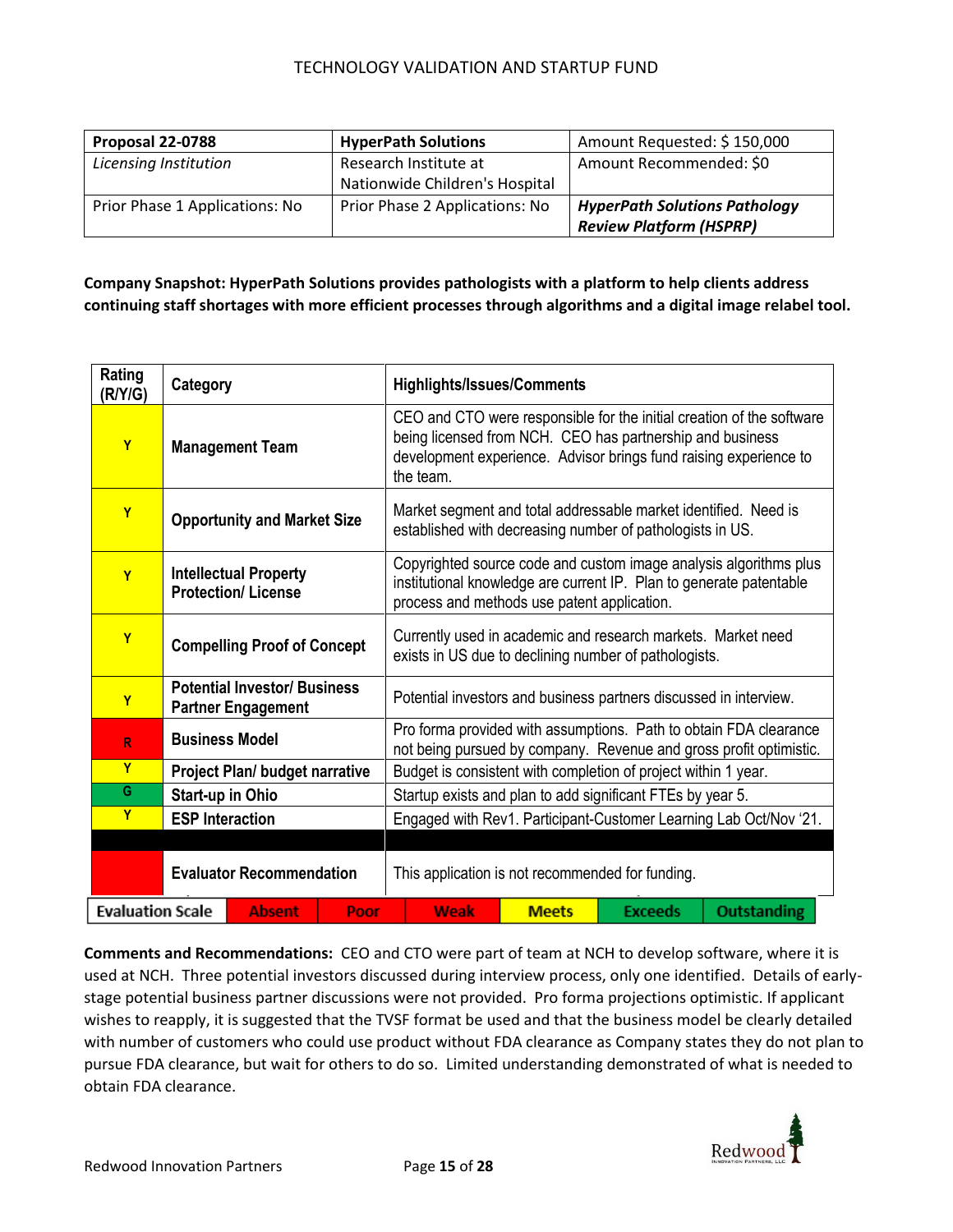| **Proposal 22-0788** | **HyperPath Solutions** | Amount Requested: $ 150,000 |
| --- | --- | --- |
| *Licensing Institution* | Research Institute at Nationwide Children's Hospital | Amount Recommended: $0 |
| Prior Phase 1 Applications: No | Prior Phase 2 Applications: No | ***HyperPath Solutions Pathology Review Platform (HSPRP)*** |

**Company Snapshot: HyperPath Solutions provides pathologists with a platform to help clients address continuing staff shortages with more efficient processes through algorithms and a digital image relabel tool.**

| Rating (R/Y/G) | Category | Highlights/Issues/Comments |
| --- | --- | --- |
| Y | **Management Team** | CEO and CTO were responsible for the initial creation of the software being licensed from NCH. CEO has partnership and business development experience. Advisor brings fund raising experience to the team. |
| Y | **Opportunity and Market Size** | Market segment and total addressable market identified. Need is established with decreasing number of pathologists in US. |
| Y | **Intellectual Property Protection/ License** | Copyrighted source code and custom image analysis algorithms plus institutional knowledge are current IP. Plan to generate patentable process and methods use patent application. |
| Y | **Compelling Proof of Concept** | Currently used in academic and research markets. Market need exists in US due to declining number of pathologists. |
| Y | **Potential Investor/ Business Partner Engagement** | Potential investors and business partners discussed in interview. |
| R | **Business Model** | Pro forma provided with assumptions. Path to obtain FDA clearance not being pursued by company. Revenue and gross profit optimistic. |
| Y | **Project Plan/ budget narrative** | Budget is consistent with completion of project within 1 year. |
| G | **Start-up in Ohio** | Startup exists and plan to add significant FTEs by year 5. |
| Y | **ESP Interaction** | Engaged with Rev1. Participant-Customer Learning Lab Oct/Nov '21. |
| | | |
| R | **Evaluator Recommendation** | This application is not recommended for funding. |

| Evaluation Scale | Absent | Poor | Weak | Meets | Exceeds | Outstanding |
| --- | --- | --- | --- | --- | --- | --- |

**Comments and Recommendations:** CEO and CTO were part of team at NCH to develop software, where it is used at NCH. Three potential investors discussed during interview process, only one identified. Details of early-stage potential business partner discussions were not provided. Pro forma projections optimistic. If applicant wishes to reapply, it is suggested that the TVSF format be used and that the business model be clearly detailed with number of customers who could use product without FDA clearance as Company states they do not plan to pursue FDA clearance, but wait for others to do so. Limited understanding demonstrated of what is needed to obtain FDA clearance.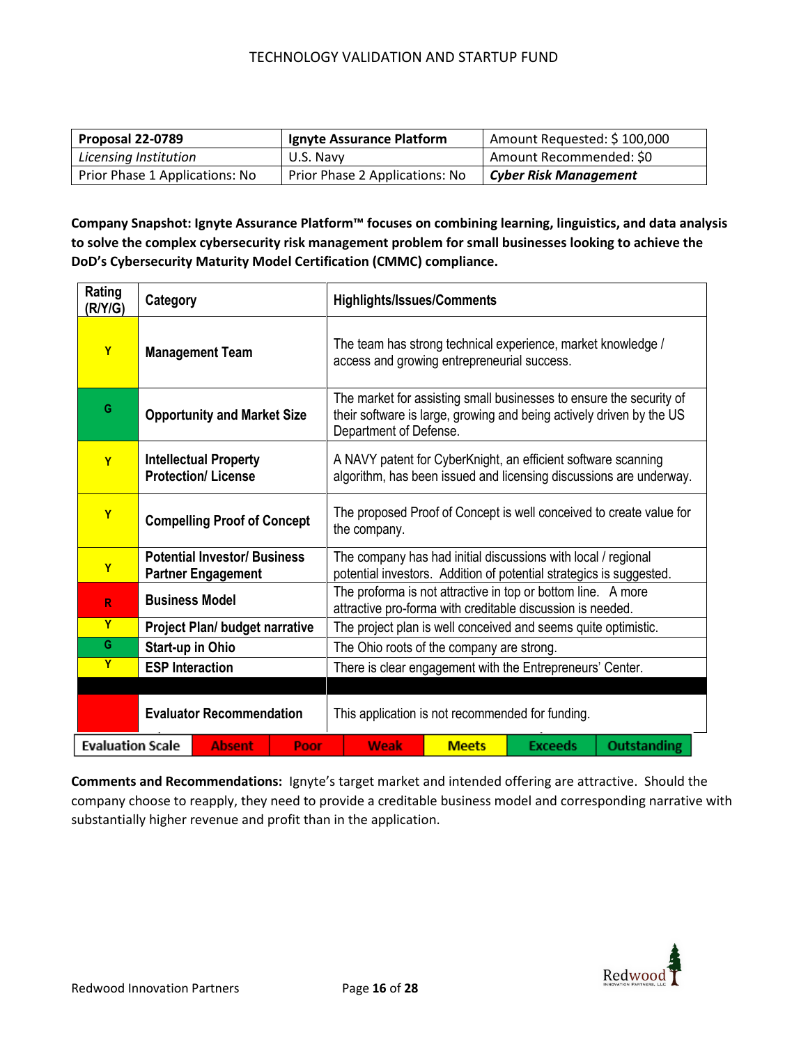| Proposal 22-0789 | Ignyte Assurance Platform | Amount Requested: $ 100,000 |
|---|---|---|
| *Licensing Institution* | U.S. Navy | Amount Recommended: $0 |
| Prior Phase 1 Applications: No | Prior Phase 2 Applications: No | ***Cyber Risk Management*** |

**Company Snapshot: Ignyte Assurance Platform™ focuses on combining learning, linguistics, and data analysis to solve the complex cybersecurity risk management problem for small businesses looking to achieve the DoD's Cybersecurity Maturity Model Certification (CMMC) compliance.**

| Rating (R/Y/G) | Category | Highlights/Issues/Comments |
|---|---|---|
| Y | **Management Team** | The team has strong technical experience, market knowledge / access and growing entrepreneurial success. |
| G | **Opportunity and Market Size** | The market for assisting small businesses to ensure the security of their software is large, growing and being actively driven by the US Department of Defense. |
| Y | **Intellectual Property Protection/ License** | A NAVY patent for CyberKnight, an efficient software scanning algorithm, has been issued and licensing discussions are underway. |
| Y | **Compelling Proof of Concept** | The proposed Proof of Concept is well conceived to create value for the company. |
| Y | **Potential Investor/ Business Partner Engagement** | The company has had initial discussions with local / regional potential investors. Addition of potential strategics is suggested. |
| R | **Business Model** | The proforma is not attractive in top or bottom line. A more attractive pro-forma with creditable discussion is needed. |
| Y | **Project Plan/ budget narrative** | The project plan is well conceived and seems quite optimistic. |
| G | **Start-up in Ohio** | The Ohio roots of the company are strong. |
| Y | **ESP Interaction** | There is clear engagement with the Entrepreneurs' Center. |
| | | |
| R | **Evaluator Recommendation** | This application is not recommended for funding. |

| Evaluation Scale | Absent | Poor | Weak | Meets | Exceeds | Outstanding |
|---|---|---|---|---|---|---|

**Comments and Recommendations:** Ignyte's target market and intended offering are attractive. Should the company choose to reapply, they need to provide a creditable business model and corresponding narrative with substantially higher revenue and profit than in the application.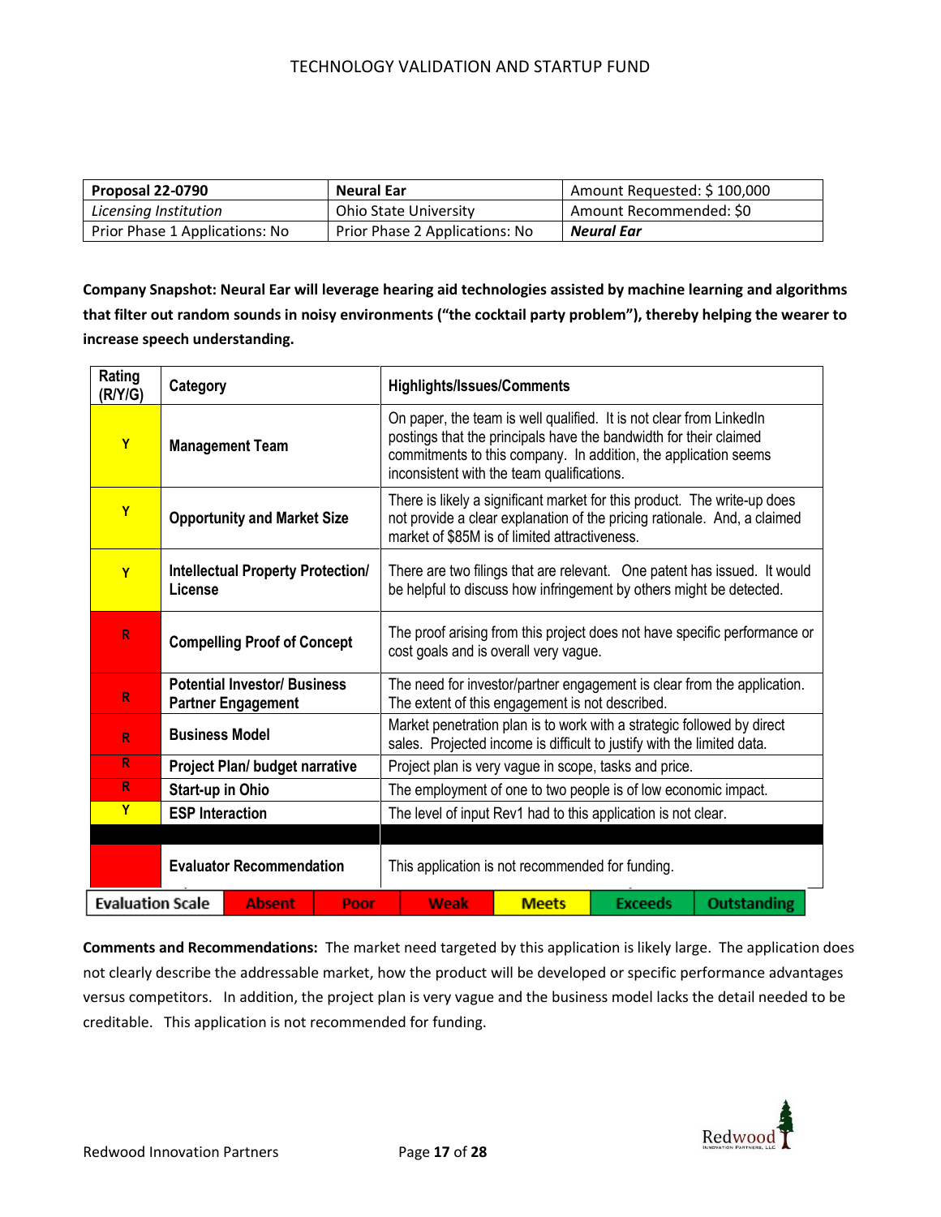TECHNOLOGY VALIDATION AND STARTUP FUND

| **Proposal 22-0790** | **Neural Ear** | Amount Requested: $ 100,000 |
|---|---|---|
| *Licensing Institution* | Ohio State University | Amount Recommended: $0 |
| Prior Phase 1 Applications: No | Prior Phase 2 Applications: No | ***Neural Ear*** |

**Company Snapshot: Neural Ear will leverage hearing aid technologies assisted by machine learning and algorithms that filter out random sounds in noisy environments ("the cocktail party problem"), thereby helping the wearer to increase speech understanding.**

| Rating (R/Y/G) | Category | Highlights/Issues/Comments |
|---|---|---|
| Y | **Management Team** | On paper, the team is well qualified. It is not clear from LinkedIn postings that the principals have the bandwidth for their claimed commitments to this company. In addition, the application seems inconsistent with the team qualifications. |
| Y | **Opportunity and Market Size** | There is likely a significant market for this product. The write-up does not provide a clear explanation of the pricing rationale. And, a claimed market of $85M is of limited attractiveness. |
| Y | **Intellectual Property Protection/ License** | There are two filings that are relevant. One patent has issued. It would be helpful to discuss how infringement by others might be detected. |
| R | **Compelling Proof of Concept** | The proof arising from this project does not have specific performance or cost goals and is overall very vague. |
| R | **Potential Investor/ Business Partner Engagement** | The need for investor/partner engagement is clear from the application. The extent of this engagement is not described. |
| R | **Business Model** | Market penetration plan is to work with a strategic followed by direct sales. Projected income is difficult to justify with the limited data. |
| R | **Project Plan/ budget narrative** | Project plan is very vague in scope, tasks and price. |
| R | **Start-up in Ohio** | The employment of one to two people is of low economic impact. |
| Y | **ESP Interaction** | The level of input Rev1 had to this application is not clear. |
| | | |
| R | **Evaluator Recommendation** | This application is not recommended for funding. |

| Evaluation Scale | Absent | Poor | Weak | Meets | Exceeds | Outstanding |
|---|---|---|---|---|---|---|

**Comments and Recommendations:** The market need targeted by this application is likely large. The application does not clearly describe the addressable market, how the product will be developed or specific performance advantages versus competitors. In addition, the project plan is very vague and the business model lacks the detail needed to be creditable. This application is not recommended for funding.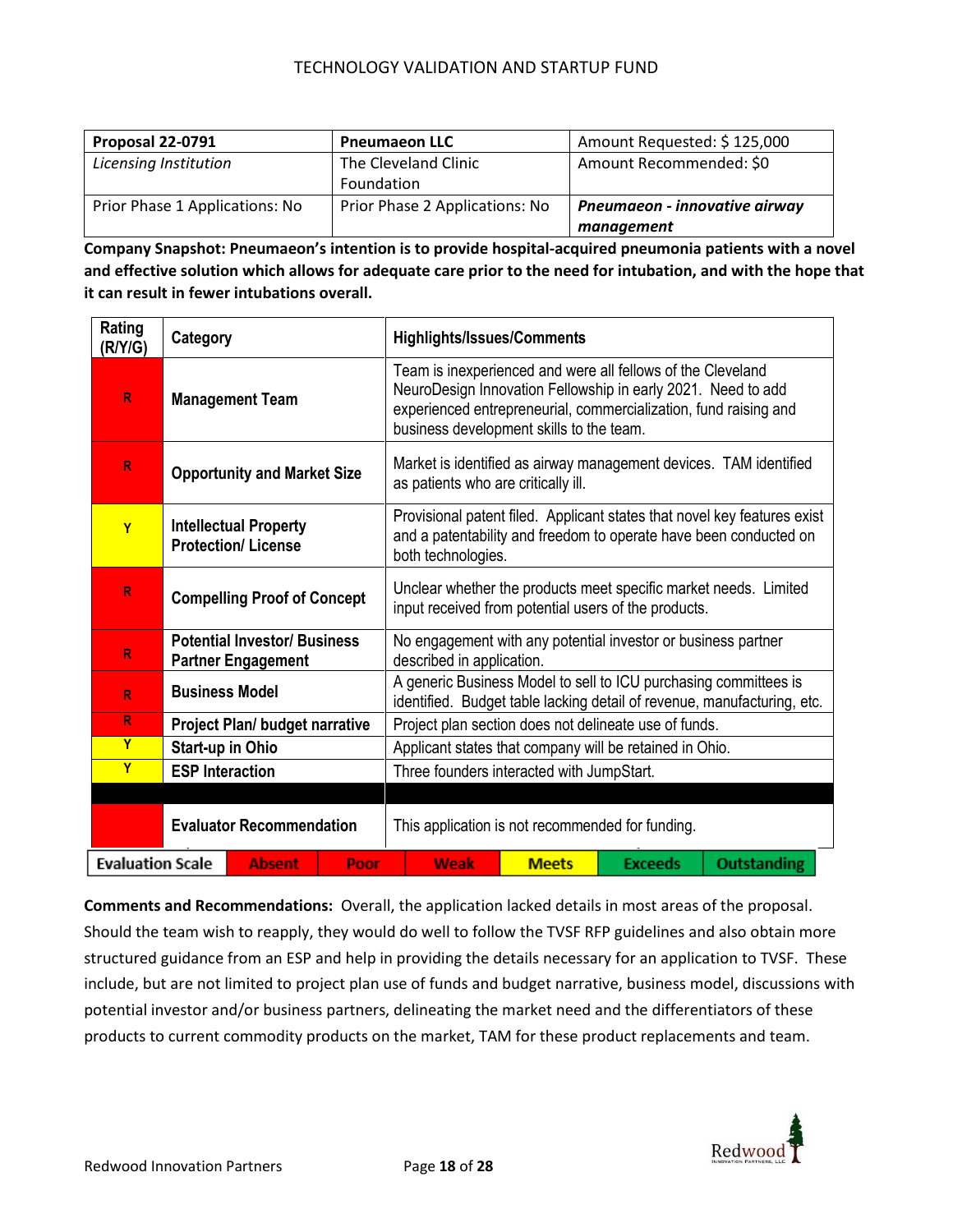| Proposal 22-0791 | Pneumaeon LLC | Amount Requested: $ 125,000 |
|---|---|---|
| *Licensing Institution* | The Cleveland Clinic Foundation | Amount Recommended: $0 |
| Prior Phase 1 Applications: No | Prior Phase 2 Applications: No | ***Pneumaeon - innovative airway management*** |

**Company Snapshot: Pneumaeon's intention is to provide hospital-acquired pneumonia patients with a novel and effective solution which allows for adequate care prior to the need for intubation, and with the hope that it can result in fewer intubations overall.**

| Rating (R/Y/G) | Category | Highlights/Issues/Comments |
|---|---|---|
| R | **Management Team** | Team is inexperienced and were all fellows of the Cleveland NeuroDesign Innovation Fellowship in early 2021. Need to add experienced entrepreneurial, commercialization, fund raising and business development skills to the team. |
| R | **Opportunity and Market Size** | Market is identified as airway management devices. TAM identified as patients who are critically ill. |
| Y | **Intellectual Property Protection/ License** | Provisional patent filed. Applicant states that novel key features exist and a patentability and freedom to operate have been conducted on both technologies. |
| R | **Compelling Proof of Concept** | Unclear whether the products meet specific market needs. Limited input received from potential users of the products. |
| R | **Potential Investor/ Business Partner Engagement** | No engagement with any potential investor or business partner described in application. |
| R | **Business Model** | A generic Business Model to sell to ICU purchasing committees is identified. Budget table lacking detail of revenue, manufacturing, etc. |
| R | **Project Plan/ budget narrative** | Project plan section does not delineate use of funds. |
| Y | **Start-up in Ohio** | Applicant states that company will be retained in Ohio. |
| Y | **ESP Interaction** | Three founders interacted with JumpStart. |
| | | |
| R | **Evaluator Recommendation** | This application is not recommended for funding. |

| Evaluation Scale | Absent | Poor | Weak | Meets | Exceeds | Outstanding |
|---|---|---|---|---|---|---|

**Comments and Recommendations:** Overall, the application lacked details in most areas of the proposal. Should the team wish to reapply, they would do well to follow the TVSF RFP guidelines and also obtain more structured guidance from an ESP and help in providing the details necessary for an application to TVSF. These include, but are not limited to project plan use of funds and budget narrative, business model, discussions with potential investor and/or business partners, delineating the market need and the differentiators of these products to current commodity products on the market, TAM for these product replacements and team.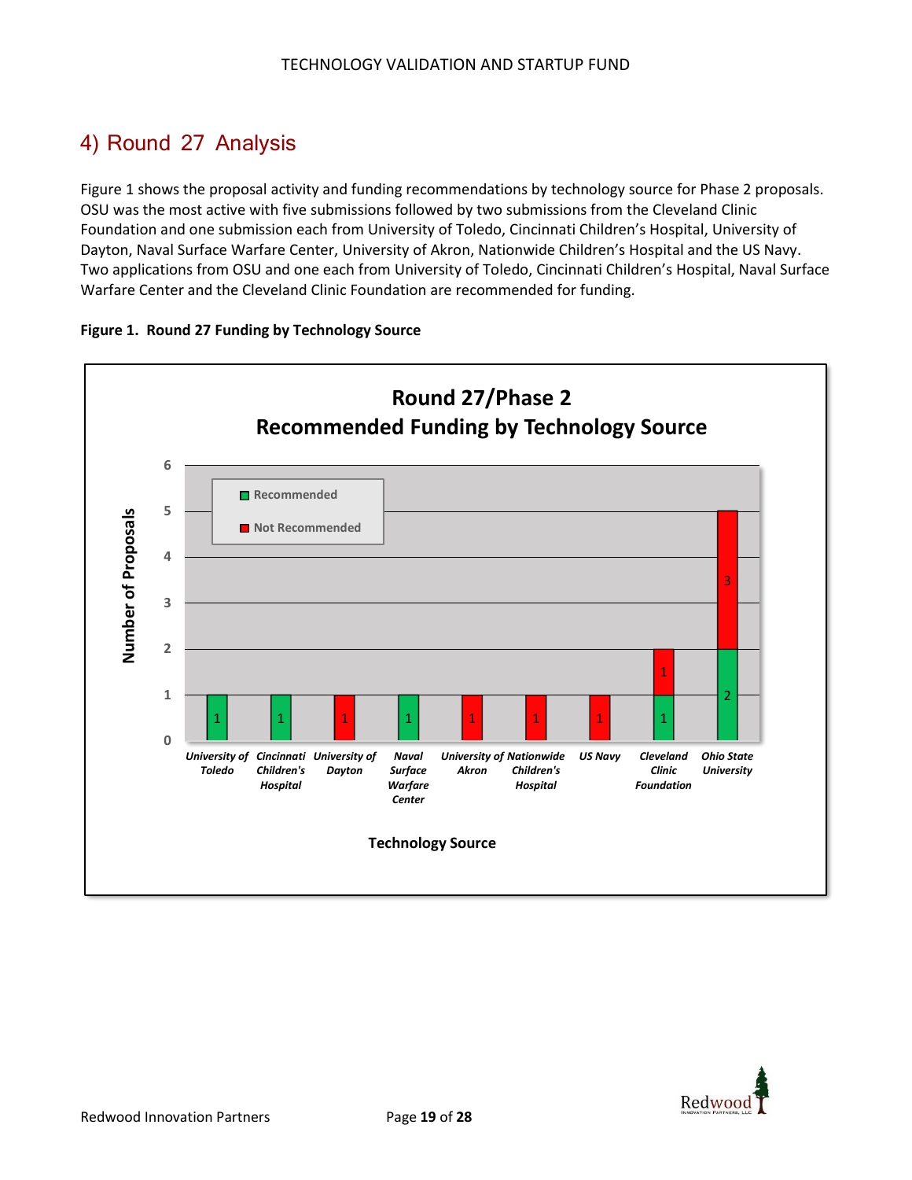## 4) Round 27 Analysis

Figure 1 shows the proposal activity and funding recommendations by technology source for Phase 2 proposals. OSU was the most active with five submissions followed by two submissions from the Cleveland Clinic Foundation and one submission each from University of Toledo, Cincinnati Children's Hospital, University of Dayton, Naval Surface Warfare Center, University of Akron, Nationwide Children's Hospital and the US Navy. Two applications from OSU and one each from University of Toledo, Cincinnati Children's Hospital, Naval Surface Warfare Center and the Cleveland Clinic Foundation are recommended for funding.

**Figure 1. Round 27 Funding by Technology Source**

**Round 27/Phase 2**
**Recommended Funding by Technology Source**

| Technology Source | Recommended | Not Recommended |
|---|---|---|
| University of Toledo | 1 | |
| Cincinnati Children's Hospital | 1 | |
| University of Dayton | | 1 |
| Naval Surface Warfare Center | 1 | |
| University of Akron | | 1 |
| Nationwide Children's Hospital | | 1 |
| US Navy | | 1 |
| Cleveland Clinic Foundation | 1 | 1 |
| Ohio State University | 2 | 3 |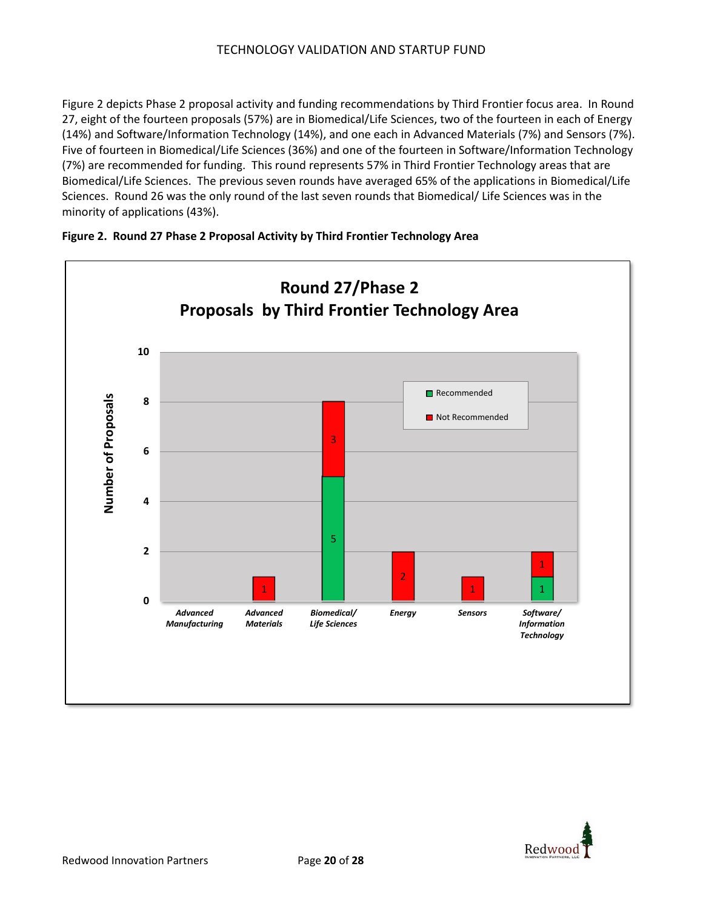Figure 2 depicts Phase 2 proposal activity and funding recommendations by Third Frontier focus area. In Round 27, eight of the fourteen proposals (57%) are in Biomedical/Life Sciences, two of the fourteen in each of Energy (14%) and Software/Information Technology (14%), and one each in Advanced Materials (7%) and Sensors (7%). Five of fourteen in Biomedical/Life Sciences (36%) and one of the fourteen in Software/Information Technology (7%) are recommended for funding. This round represents 57% in Third Frontier Technology areas that are Biomedical/Life Sciences. The previous seven rounds have averaged 65% of the applications in Biomedical/Life Sciences. Round 26 was the only round of the last seven rounds that Biomedical/ Life Sciences was in the minority of applications (43%).

**Figure 2. Round 27 Phase 2 Proposal Activity by Third Frontier Technology Area**

**Round 27/Phase 2**
**Proposals by Third Frontier Technology Area**

| Technology Area | Recommended | Not Recommended |
|---|---|---|
| Advanced Manufacturing | | |
| Advanced Materials | | 1 |
| Biomedical/ Life Sciences | 5 | 3 |
| Energy | | 2 |
| Sensors | | 1 |
| Software/ Information Technology | 1 | 1 |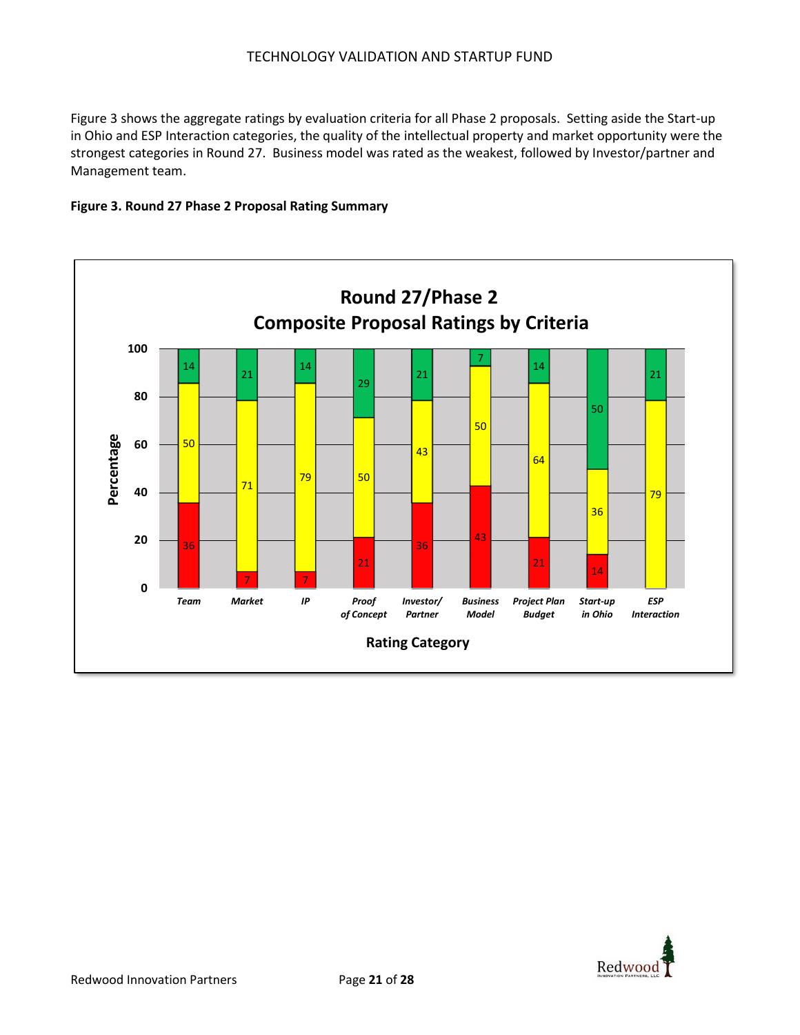Figure 3 shows the aggregate ratings by evaluation criteria for all Phase 2 proposals. Setting aside the Start-up in Ohio and ESP Interaction categories, the quality of the intellectual property and market opportunity were the strongest categories in Round 27. Business model was rated as the weakest, followed by Investor/partner and Management team.

**Figure 3. Round 27 Phase 2 Proposal Rating Summary**

**Round 27/Phase 2**
**Composite Proposal Ratings by Criteria**

| Rating Category | Red (%) | Yellow (%) | Green (%) |
|---|---|---|---|
| Team | 36 | 50 | 14 |
| Market | 7 | 71 | 21 |
| IP | 7 | 79 | 14 |
| Proof of Concept | 21 | 50 | 29 |
| Investor/ Partner | 36 | 43 | 21 |
| Business Model | 43 | 50 | 7 |
| Project Plan Budget | 21 | 64 | 14 |
| Start-up in Ohio | 14 | 36 | 50 |
| ESP Interaction | | 79 | 21 |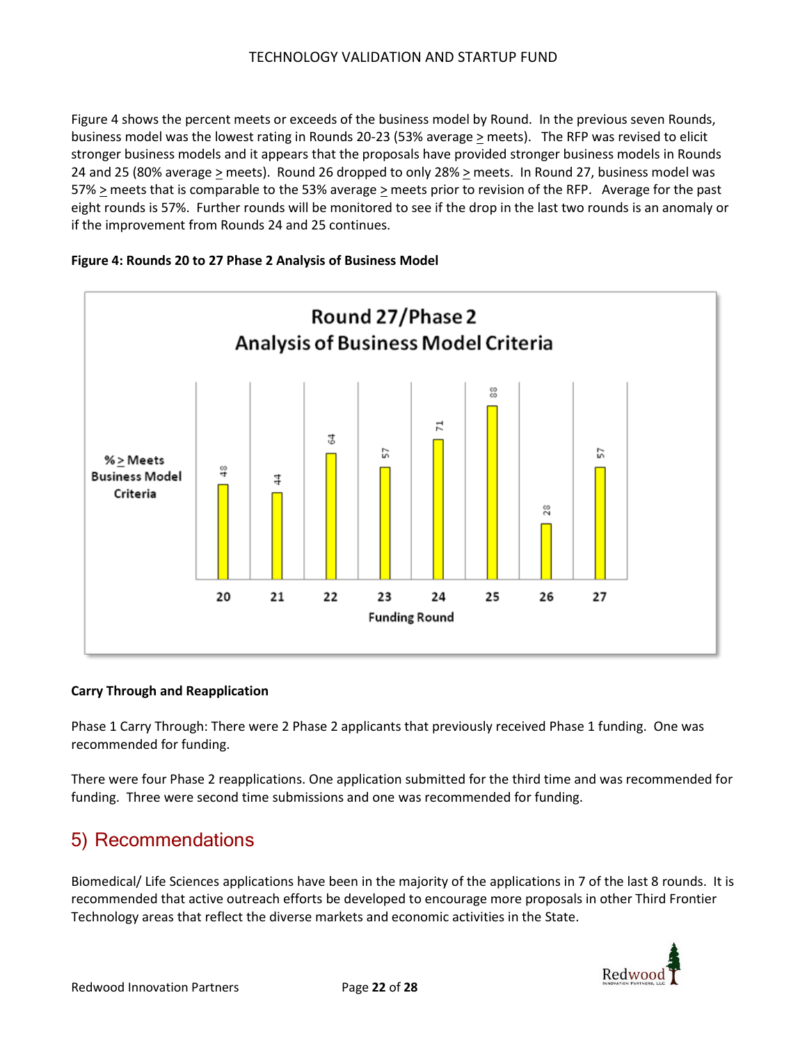Figure 4 shows the percent meets or exceeds of the business model by Round. In the previous seven Rounds, business model was the lowest rating in Rounds 20-23 (53% average ≥ meets). The RFP was revised to elicit stronger business models and it appears that the proposals have provided stronger business models in Rounds 24 and 25 (80% average ≥ meets). Round 26 dropped to only 28% ≥ meets. In Round 27, business model was 57% ≥ meets that is comparable to the 53% average ≥ meets prior to revision of the RFP. Average for the past eight rounds is 57%. Further rounds will be monitored to see if the drop in the last two rounds is an anomaly or if the improvement from Rounds 24 and 25 continues.

**Figure 4: Rounds 20 to 27 Phase 2 Analysis of Business Model**

Round 27/Phase 2 Analysis of Business Model Criteria

| Funding Round | 20 | 21 | 22 | 23 | 24 | 25 | 26 | 27 |
|---|---|---|---|---|---|---|---|---|
| % ≥ Meets Business Model Criteria | 48 | 44 | 64 | 57 | 71 | 88 | 28 | 57 |

### Carry Through and Reapplication

Phase 1 Carry Through: There were 2 Phase 2 applicants that previously received Phase 1 funding. One was recommended for funding.

There were four Phase 2 reapplications. One application submitted for the third time and was recommended for funding. Three were second time submissions and one was recommended for funding.

## 5) Recommendations

Biomedical/ Life Sciences applications have been in the majority of the applications in 7 of the last 8 rounds. It is recommended that active outreach efforts be developed to encourage more proposals in other Third Frontier Technology areas that reflect the diverse markets and economic activities in the State.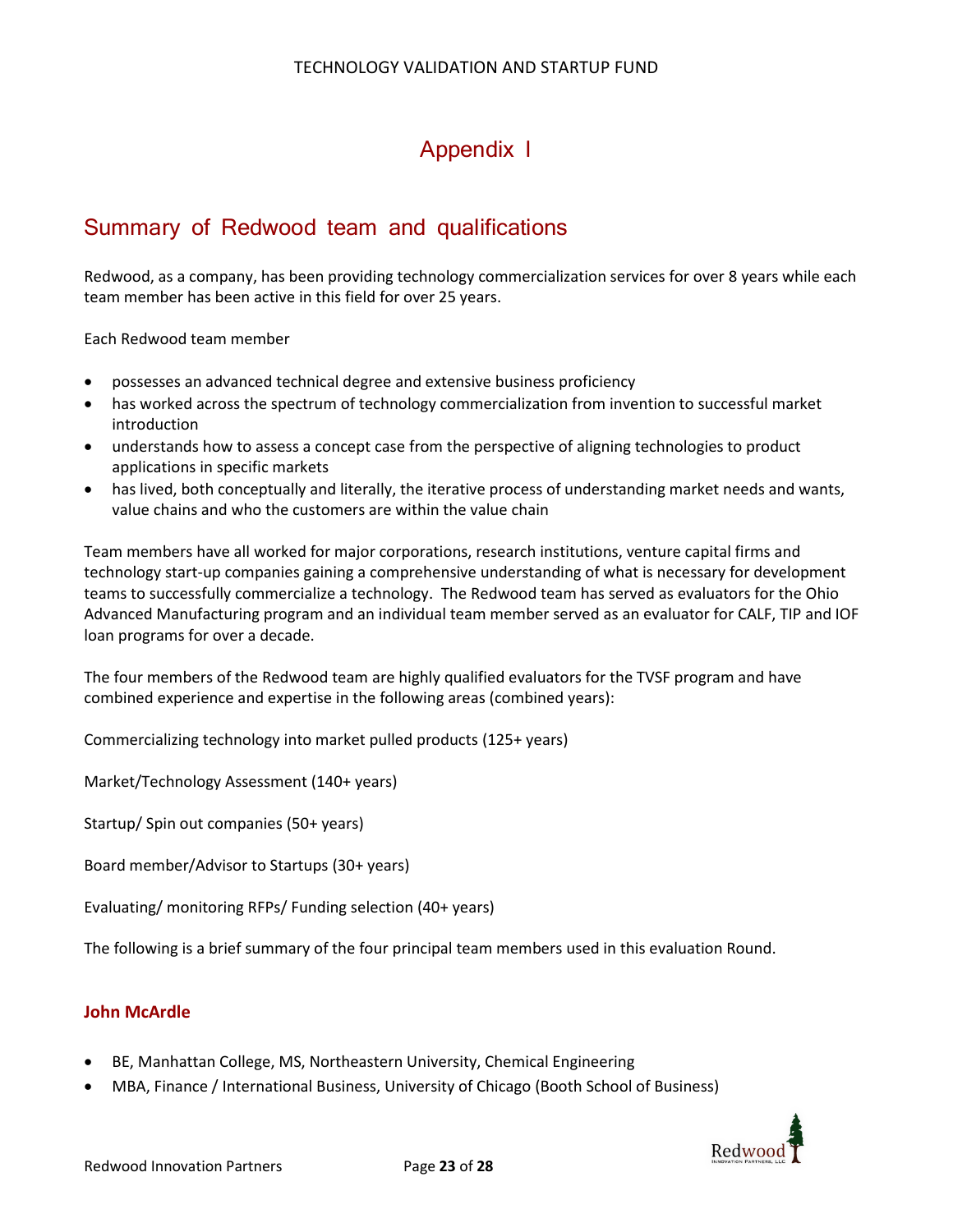# Appendix I

## Summary of Redwood team and qualifications

Redwood, as a company, has been providing technology commercialization services for over 8 years while each team member has been active in this field for over 25 years.

Each Redwood team member

- possesses an advanced technical degree and extensive business proficiency
- has worked across the spectrum of technology commercialization from invention to successful market introduction
- understands how to assess a concept case from the perspective of aligning technologies to product applications in specific markets
- has lived, both conceptually and literally, the iterative process of understanding market needs and wants, value chains and who the customers are within the value chain

Team members have all worked for major corporations, research institutions, venture capital firms and technology start-up companies gaining a comprehensive understanding of what is necessary for development teams to successfully commercialize a technology. The Redwood team has served as evaluators for the Ohio Advanced Manufacturing program and an individual team member served as an evaluator for CALF, TIP and IOF loan programs for over a decade.

The four members of the Redwood team are highly qualified evaluators for the TVSF program and have combined experience and expertise in the following areas (combined years):

Commercializing technology into market pulled products (125+ years)

Market/Technology Assessment (140+ years)

Startup/ Spin out companies (50+ years)

Board member/Advisor to Startups (30+ years)

Evaluating/ monitoring RFPs/ Funding selection (40+ years)

The following is a brief summary of the four principal team members used in this evaluation Round.

### John McArdle

- BE, Manhattan College, MS, Northeastern University, Chemical Engineering
- MBA, Finance / International Business, University of Chicago (Booth School of Business)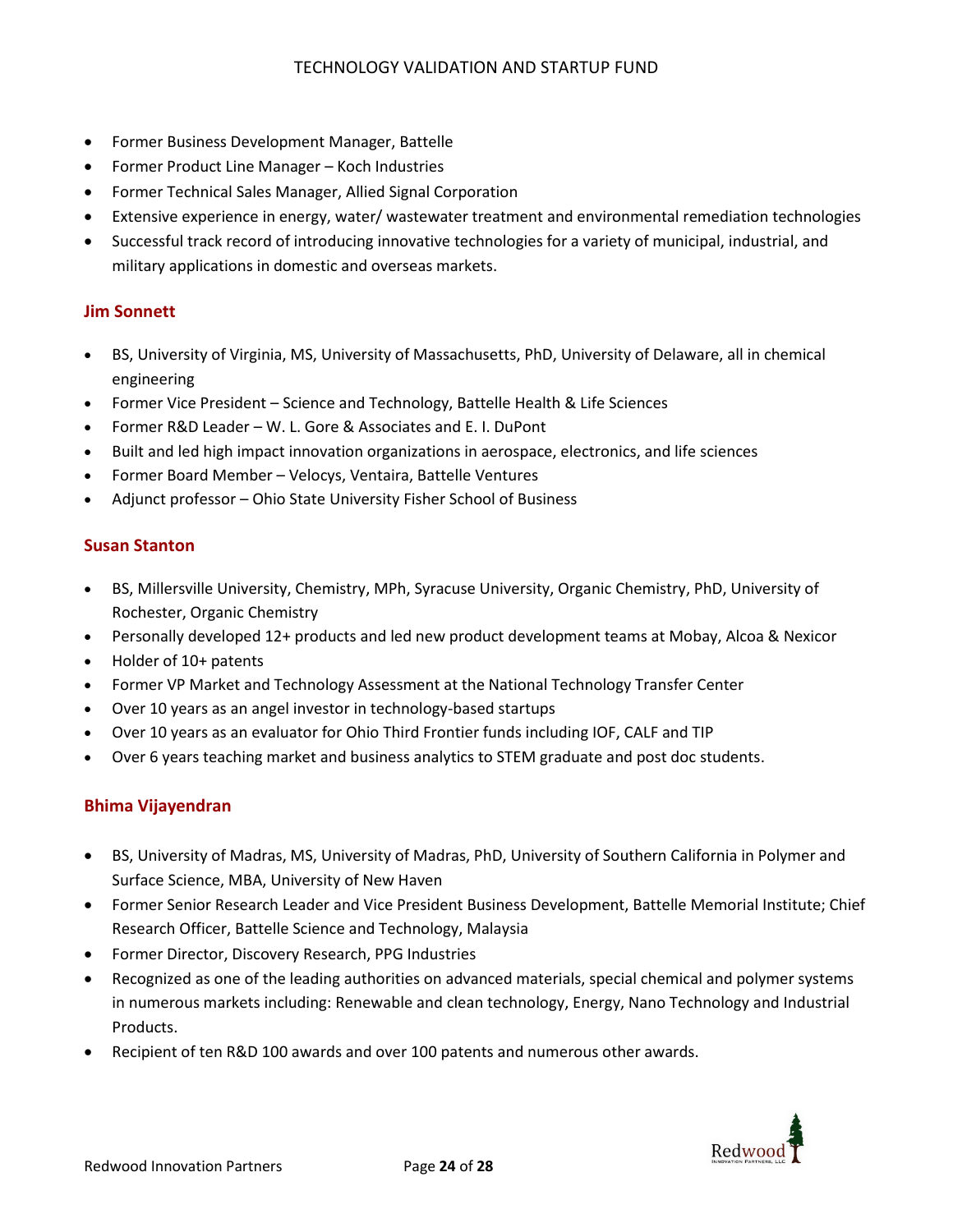- Former Business Development Manager, Battelle
- Former Product Line Manager – Koch Industries
- Former Technical Sales Manager, Allied Signal Corporation
- Extensive experience in energy, water/ wastewater treatment and environmental remediation technologies
- Successful track record of introducing innovative technologies for a variety of municipal, industrial, and military applications in domestic and overseas markets.

### Jim Sonnett

- BS, University of Virginia, MS, University of Massachusetts, PhD, University of Delaware, all in chemical engineering
- Former Vice President – Science and Technology, Battelle Health & Life Sciences
- Former R&D Leader – W. L. Gore & Associates and E. I. DuPont
- Built and led high impact innovation organizations in aerospace, electronics, and life sciences
- Former Board Member – Velocys, Ventaira, Battelle Ventures
- Adjunct professor – Ohio State University Fisher School of Business

### Susan Stanton

- BS, Millersville University, Chemistry, MPh, Syracuse University, Organic Chemistry, PhD, University of Rochester, Organic Chemistry
- Personally developed 12+ products and led new product development teams at Mobay, Alcoa & Nexicor
- Holder of 10+ patents
- Former VP Market and Technology Assessment at the National Technology Transfer Center
- Over 10 years as an angel investor in technology-based startups
- Over 10 years as an evaluator for Ohio Third Frontier funds including IOF, CALF and TIP
- Over 6 years teaching market and business analytics to STEM graduate and post doc students.

### Bhima Vijayendran

- BS, University of Madras, MS, University of Madras, PhD, University of Southern California in Polymer and Surface Science, MBA, University of New Haven
- Former Senior Research Leader and Vice President Business Development, Battelle Memorial Institute; Chief Research Officer, Battelle Science and Technology, Malaysia
- Former Director, Discovery Research, PPG Industries
- Recognized as one of the leading authorities on advanced materials, special chemical and polymer systems in numerous markets including: Renewable and clean technology, Energy, Nano Technology and Industrial Products.
- Recipient of ten R&D 100 awards and over 100 patents and numerous other awards.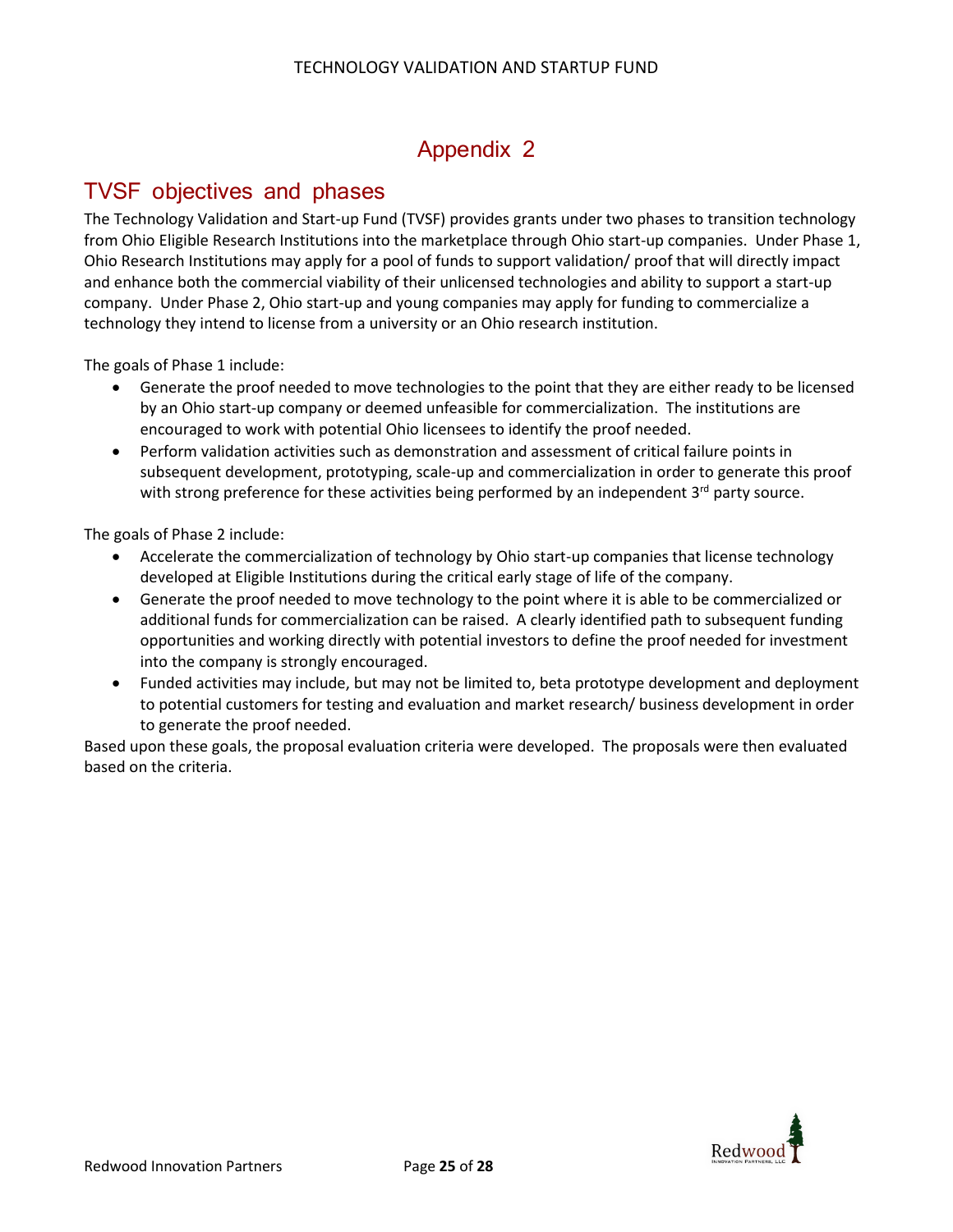# Appendix 2

## TVSF objectives and phases

The Technology Validation and Start-up Fund (TVSF) provides grants under two phases to transition technology from Ohio Eligible Research Institutions into the marketplace through Ohio start-up companies. Under Phase 1, Ohio Research Institutions may apply for a pool of funds to support validation/ proof that will directly impact and enhance both the commercial viability of their unlicensed technologies and ability to support a start-up company. Under Phase 2, Ohio start-up and young companies may apply for funding to commercialize a technology they intend to license from a university or an Ohio research institution.

The goals of Phase 1 include:

- Generate the proof needed to move technologies to the point that they are either ready to be licensed by an Ohio start-up company or deemed unfeasible for commercialization. The institutions are encouraged to work with potential Ohio licensees to identify the proof needed.
- Perform validation activities such as demonstration and assessment of critical failure points in subsequent development, prototyping, scale-up and commercialization in order to generate this proof with strong preference for these activities being performed by an independent 3rd party source.

The goals of Phase 2 include:

- Accelerate the commercialization of technology by Ohio start-up companies that license technology developed at Eligible Institutions during the critical early stage of life of the company.
- Generate the proof needed to move technology to the point where it is able to be commercialized or additional funds for commercialization can be raised. A clearly identified path to subsequent funding opportunities and working directly with potential investors to define the proof needed for investment into the company is strongly encouraged.
- Funded activities may include, but may not be limited to, beta prototype development and deployment to potential customers for testing and evaluation and market research/ business development in order to generate the proof needed.

Based upon these goals, the proposal evaluation criteria were developed. The proposals were then evaluated based on the criteria.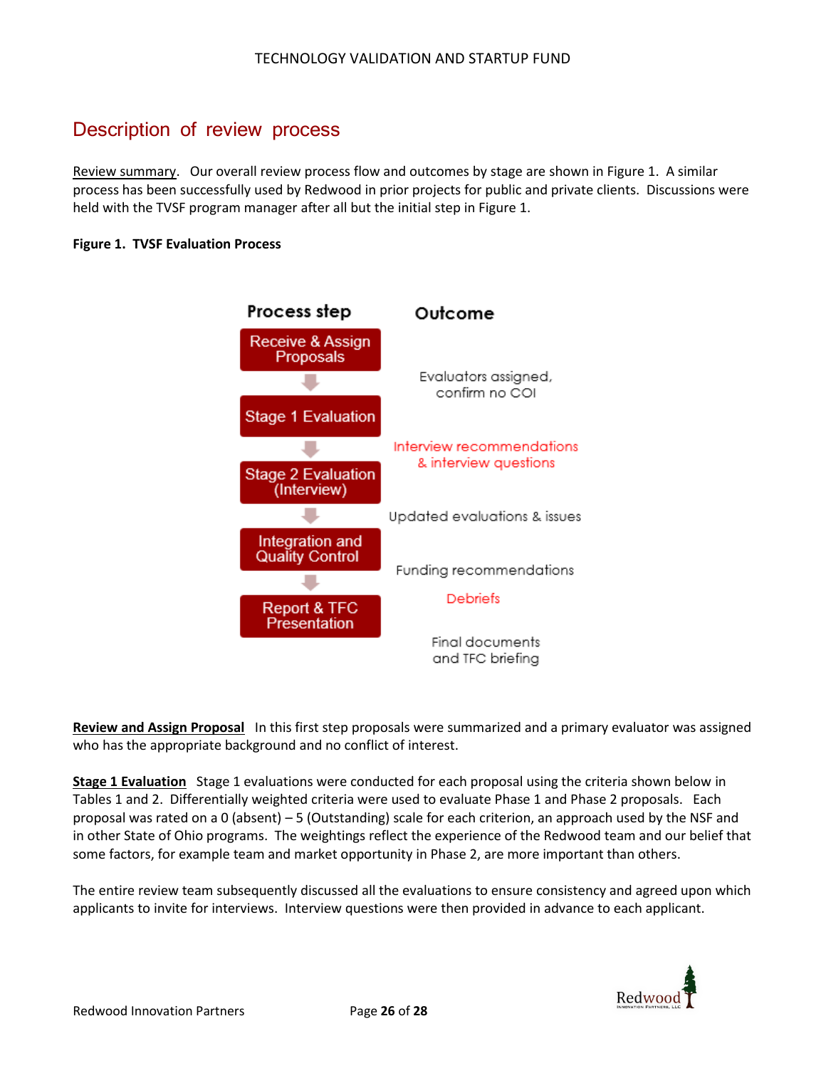## Description of review process

Review summary. Our overall review process flow and outcomes by stage are shown in Figure 1. A similar process has been successfully used by Redwood in prior projects for public and private clients. Discussions were held with the TVSF program manager after all but the initial step in Figure 1.

**Figure 1. TVSF Evaluation Process**

| Process step | Outcome |
|---|---|
| Receive & Assign Proposals | |
| | Evaluators assigned, confirm no COI |
| Stage 1 Evaluation | |
| | Interview recommendations & interview questions |
| Stage 2 Evaluation (Interview) | |
| | Updated evaluations & issues |
| Integration and Quality Control | |
| | Funding recommendations |
| | Debriefs |
| Report & TFC Presentation | |
| | Final documents and TFC briefing |

**Review and Assign Proposal** In this first step proposals were summarized and a primary evaluator was assigned who has the appropriate background and no conflict of interest.

**Stage 1 Evaluation** Stage 1 evaluations were conducted for each proposal using the criteria shown below in Tables 1 and 2. Differentially weighted criteria were used to evaluate Phase 1 and Phase 2 proposals. Each proposal was rated on a 0 (absent) – 5 (Outstanding) scale for each criterion, an approach used by the NSF and in other State of Ohio programs. The weightings reflect the experience of the Redwood team and our belief that some factors, for example team and market opportunity in Phase 2, are more important than others.

The entire review team subsequently discussed all the evaluations to ensure consistency and agreed upon which applicants to invite for interviews. Interview questions were then provided in advance to each applicant.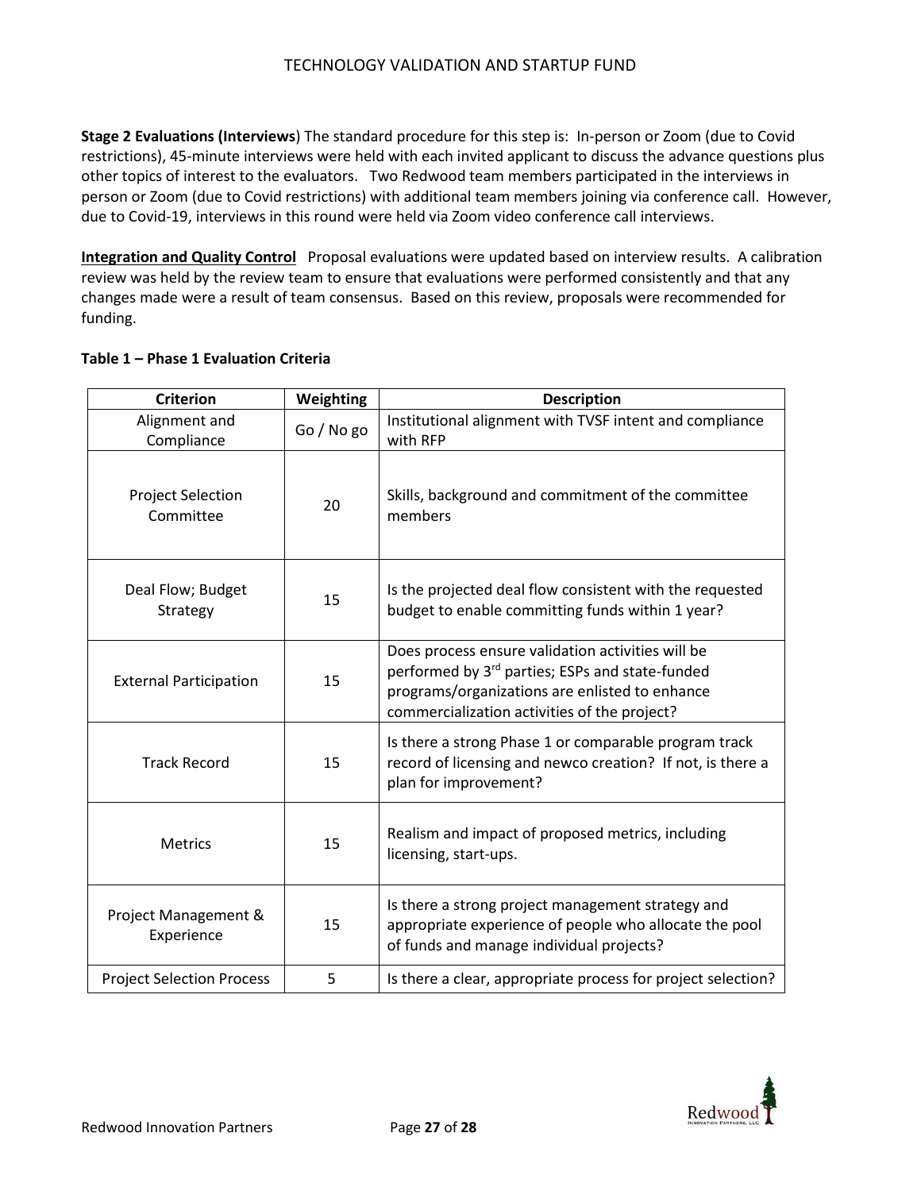**Stage 2 Evaluations (Interviews**) The standard procedure for this step is: In-person or Zoom (due to Covid restrictions), 45-minute interviews were held with each invited applicant to discuss the advance questions plus other topics of interest to the evaluators. Two Redwood team members participated in the interviews in person or Zoom (due to Covid restrictions) with additional team members joining via conference call. However, due to Covid-19, interviews in this round were held via Zoom video conference call interviews.

**Integration and Quality Control** Proposal evaluations were updated based on interview results. A calibration review was held by the review team to ensure that evaluations were performed consistently and that any changes made were a result of team consensus. Based on this review, proposals were recommended for funding.

**Table 1 – Phase 1 Evaluation Criteria**

| Criterion | Weighting | Description |
|---|---|---|
| Alignment and Compliance | Go / No go | Institutional alignment with TVSF intent and compliance with RFP |
| Project Selection Committee | 20 | Skills, background and commitment of the committee members |
| Deal Flow; Budget Strategy | 15 | Is the projected deal flow consistent with the requested budget to enable committing funds within 1 year? |
| External Participation | 15 | Does process ensure validation activities will be performed by 3rd parties; ESPs and state-funded programs/organizations are enlisted to enhance commercialization activities of the project? |
| Track Record | 15 | Is there a strong Phase 1 or comparable program track record of licensing and newco creation? If not, is there a plan for improvement? |
| Metrics | 15 | Realism and impact of proposed metrics, including licensing, start-ups. |
| Project Management & Experience | 15 | Is there a strong project management strategy and appropriate experience of people who allocate the pool of funds and manage individual projects? |
| Project Selection Process | 5 | Is there a clear, appropriate process for project selection? |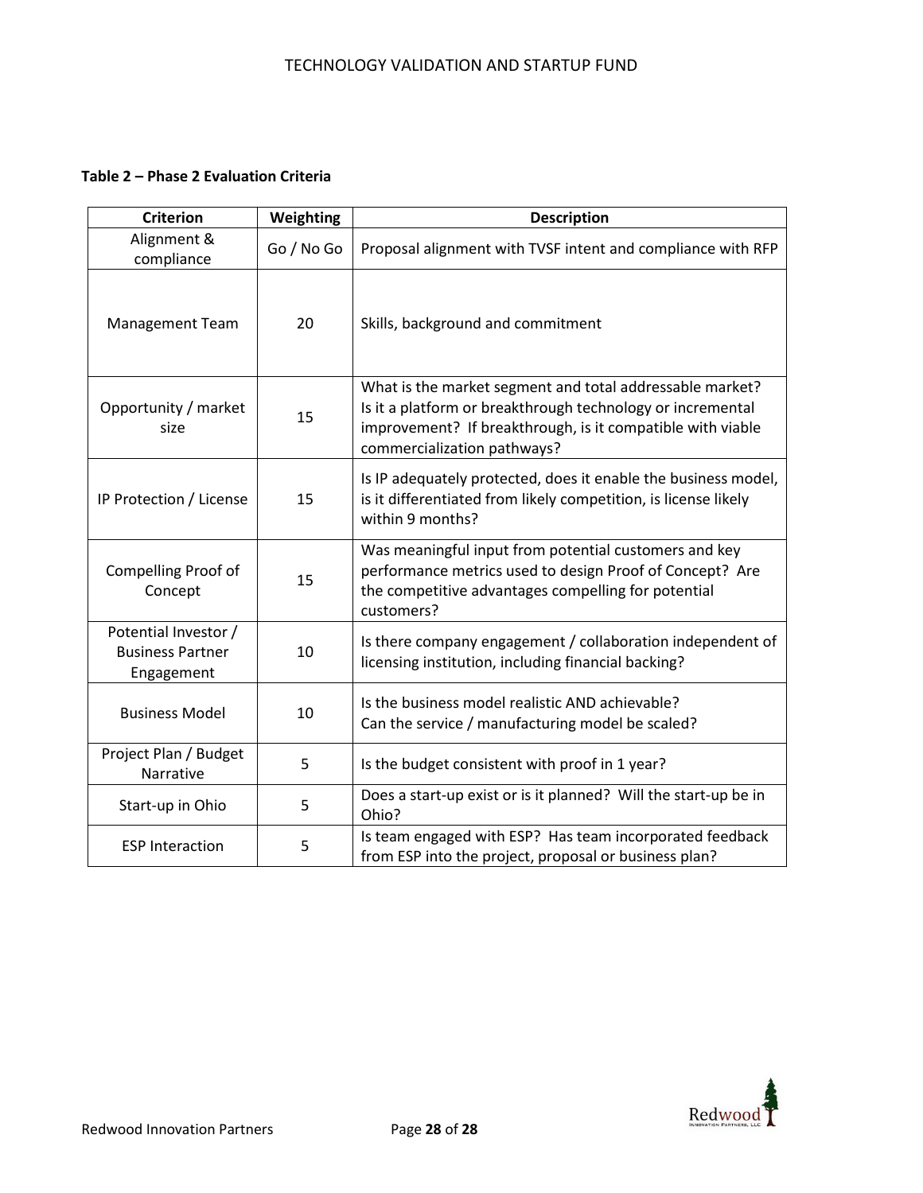**Table 2 – Phase 2 Evaluation Criteria**

| Criterion | Weighting | Description |
|---|---|---|
| Alignment & compliance | Go / No Go | Proposal alignment with TVSF intent and compliance with RFP |
| Management Team | 20 | Skills, background and commitment |
| Opportunity / market size | 15 | What is the market segment and total addressable market? Is it a platform or breakthrough technology or incremental improvement? If breakthrough, is it compatible with viable commercialization pathways? |
| IP Protection / License | 15 | Is IP adequately protected, does it enable the business model, is it differentiated from likely competition, is license likely within 9 months? |
| Compelling Proof of Concept | 15 | Was meaningful input from potential customers and key performance metrics used to design Proof of Concept? Are the competitive advantages compelling for potential customers? |
| Potential Investor / Business Partner Engagement | 10 | Is there company engagement / collaboration independent of licensing institution, including financial backing? |
| Business Model | 10 | Is the business model realistic AND achievable? Can the service / manufacturing model be scaled? |
| Project Plan / Budget Narrative | 5 | Is the budget consistent with proof in 1 year? |
| Start-up in Ohio | 5 | Does a start-up exist or is it planned? Will the start-up be in Ohio? |
| ESP Interaction | 5 | Is team engaged with ESP? Has team incorporated feedback from ESP into the project, proposal or business plan? |